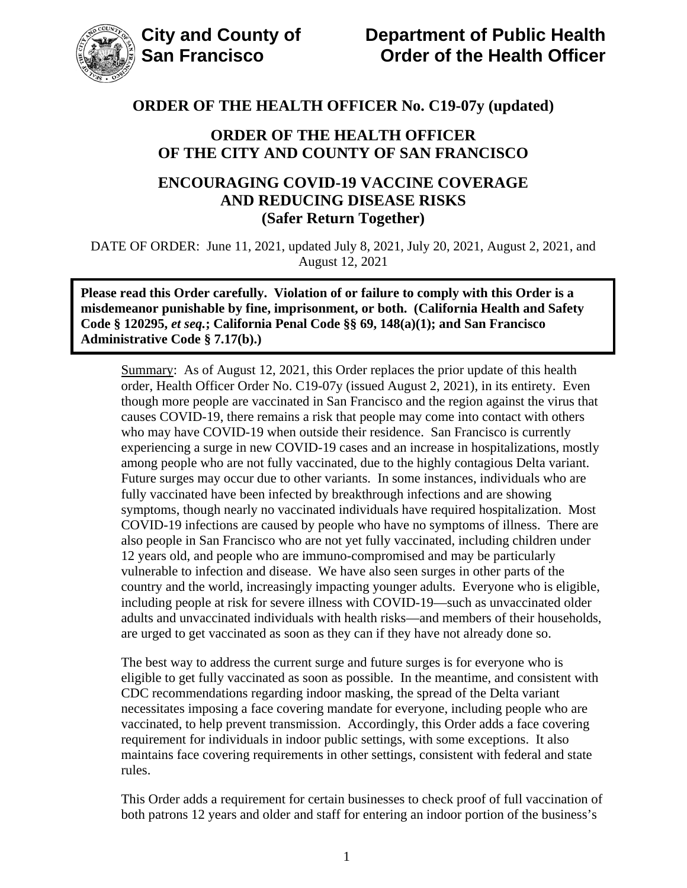**City and County of San Francisco**

**Department of Public Health**
**Order of the Health Officer**

# ORDER OF THE HEALTH OFFICER No. C19-07y (updated)

## ORDER OF THE HEALTH OFFICER OF THE CITY AND COUNTY OF SAN FRANCISCO

## ENCOURAGING COVID-19 VACCINE COVERAGE AND REDUCING DISEASE RISKS (Safer Return Together)

DATE OF ORDER: June 11, 2021, updated July 8, 2021, July 20, 2021, August 2, 2021, and August 12, 2021

**Please read this Order carefully. Violation of or failure to comply with this Order is a misdemeanor punishable by fine, imprisonment, or both. (California Health and Safety Code § 120295,** ***et seq.*****; California Penal Code §§ 69, 148(a)(1); and San Francisco Administrative Code § 7.17(b).)**

Summary: As of August 12, 2021, this Order replaces the prior update of this health order, Health Officer Order No. C19-07y (issued August 2, 2021), in its entirety. Even though more people are vaccinated in San Francisco and the region against the virus that causes COVID-19, there remains a risk that people may come into contact with others who may have COVID-19 when outside their residence. San Francisco is currently experiencing a surge in new COVID-19 cases and an increase in hospitalizations, mostly among people who are not fully vaccinated, due to the highly contagious Delta variant. Future surges may occur due to other variants. In some instances, individuals who are fully vaccinated have been infected by breakthrough infections and are showing symptoms, though nearly no vaccinated individuals have required hospitalization. Most COVID-19 infections are caused by people who have no symptoms of illness. There are also people in San Francisco who are not yet fully vaccinated, including children under 12 years old, and people who are immuno-compromised and may be particularly vulnerable to infection and disease. We have also seen surges in other parts of the country and the world, increasingly impacting younger adults. Everyone who is eligible, including people at risk for severe illness with COVID-19—such as unvaccinated older adults and unvaccinated individuals with health risks—and members of their households, are urged to get vaccinated as soon as they can if they have not already done so.

The best way to address the current surge and future surges is for everyone who is eligible to get fully vaccinated as soon as possible. In the meantime, and consistent with CDC recommendations regarding indoor masking, the spread of the Delta variant necessitates imposing a face covering mandate for everyone, including people who are vaccinated, to help prevent transmission. Accordingly, this Order adds a face covering requirement for individuals in indoor public settings, with some exceptions. It also maintains face covering requirements in other settings, consistent with federal and state rules.

This Order adds a requirement for certain businesses to check proof of full vaccination of both patrons 12 years and older and staff for entering an indoor portion of the business's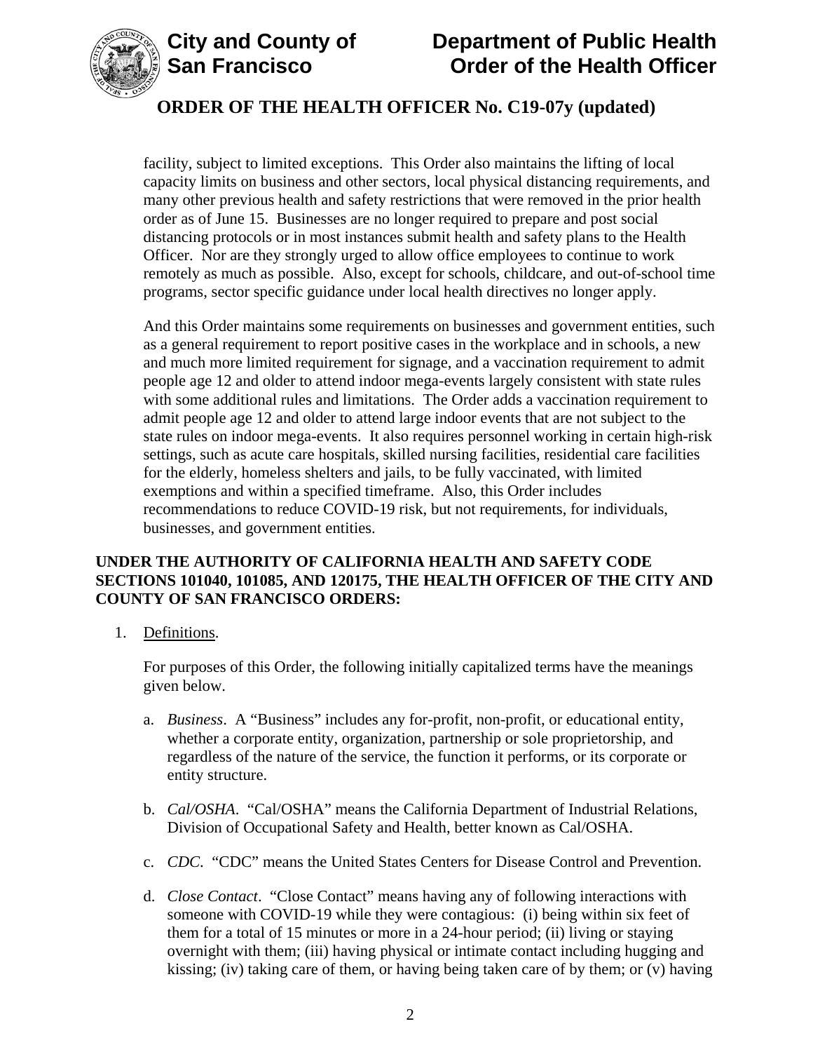facility, subject to limited exceptions. This Order also maintains the lifting of local capacity limits on business and other sectors, local physical distancing requirements, and many other previous health and safety restrictions that were removed in the prior health order as of June 15. Businesses are no longer required to prepare and post social distancing protocols or in most instances submit health and safety plans to the Health Officer. Nor are they strongly urged to allow office employees to continue to work remotely as much as possible. Also, except for schools, childcare, and out-of-school time programs, sector specific guidance under local health directives no longer apply.

And this Order maintains some requirements on businesses and government entities, such as a general requirement to report positive cases in the workplace and in schools, a new and much more limited requirement for signage, and a vaccination requirement to admit people age 12 and older to attend indoor mega-events largely consistent with state rules with some additional rules and limitations. The Order adds a vaccination requirement to admit people age 12 and older to attend large indoor events that are not subject to the state rules on indoor mega-events. It also requires personnel working in certain high-risk settings, such as acute care hospitals, skilled nursing facilities, residential care facilities for the elderly, homeless shelters and jails, to be fully vaccinated, with limited exemptions and within a specified timeframe. Also, this Order includes recommendations to reduce COVID-19 risk, but not requirements, for individuals, businesses, and government entities.

**UNDER THE AUTHORITY OF CALIFORNIA HEALTH AND SAFETY CODE SECTIONS 101040, 101085, AND 120175, THE HEALTH OFFICER OF THE CITY AND COUNTY OF SAN FRANCISCO ORDERS:**

1. Definitions.

   For purposes of this Order, the following initially capitalized terms have the meanings given below.

   a. *Business*. A "Business" includes any for-profit, non-profit, or educational entity, whether a corporate entity, organization, partnership or sole proprietorship, and regardless of the nature of the service, the function it performs, or its corporate or entity structure.

   b. *Cal/OSHA*. "Cal/OSHA" means the California Department of Industrial Relations, Division of Occupational Safety and Health, better known as Cal/OSHA.

   c. *CDC*. "CDC" means the United States Centers for Disease Control and Prevention.

   d. *Close Contact*. "Close Contact" means having any of following interactions with someone with COVID-19 while they were contagious: (i) being within six feet of them for a total of 15 minutes or more in a 24-hour period; (ii) living or staying overnight with them; (iii) having physical or intimate contact including hugging and kissing; (iv) taking care of them, or having being taken care of by them; or (v) having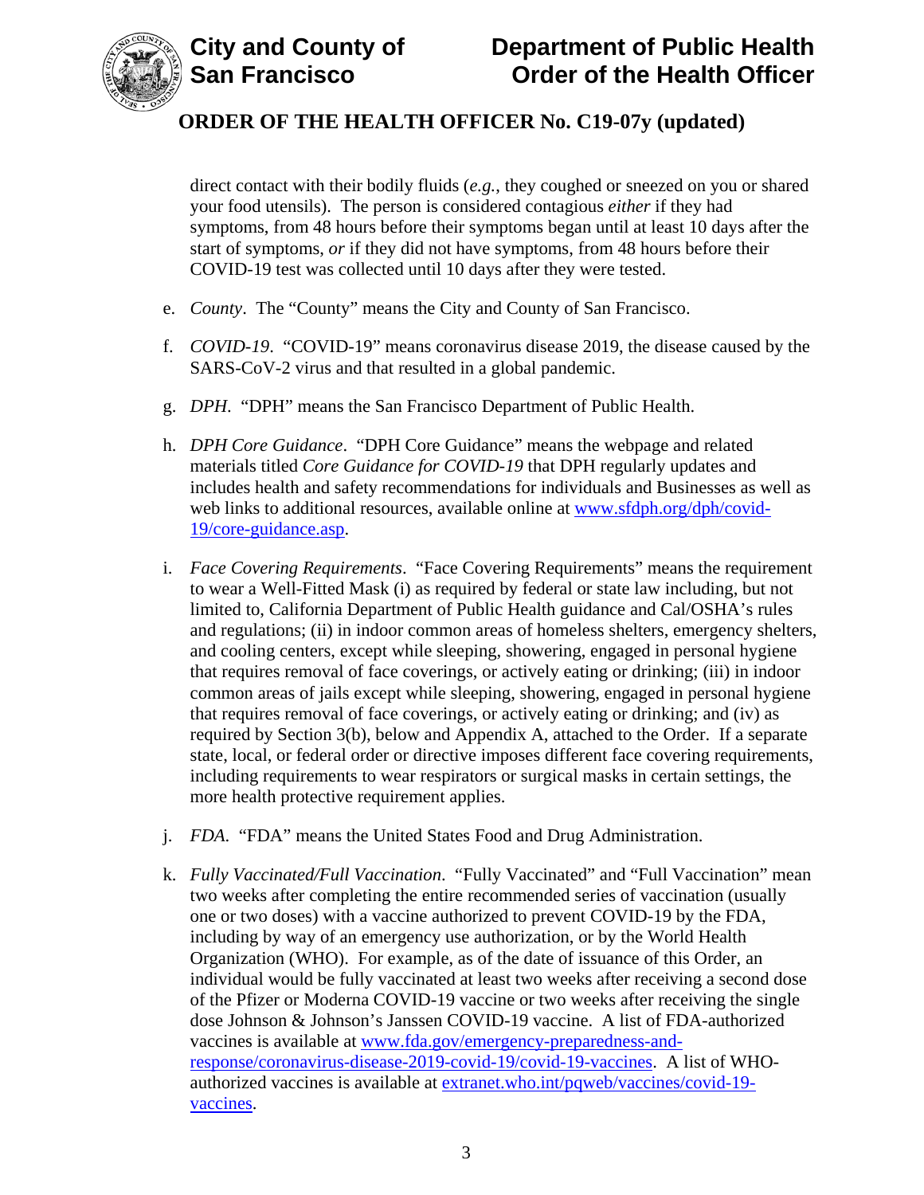direct contact with their bodily fluids (*e.g.*, they coughed or sneezed on you or shared your food utensils). The person is considered contagious *either* if they had symptoms, from 48 hours before their symptoms began until at least 10 days after the start of symptoms, *or* if they did not have symptoms, from 48 hours before their COVID-19 test was collected until 10 days after they were tested.

e. *County*. The "County" means the City and County of San Francisco.

f. *COVID-19*. "COVID-19" means coronavirus disease 2019, the disease caused by the SARS-CoV-2 virus and that resulted in a global pandemic.

g. *DPH*. "DPH" means the San Francisco Department of Public Health.

h. *DPH Core Guidance*. "DPH Core Guidance" means the webpage and related materials titled *Core Guidance for COVID-19* that DPH regularly updates and includes health and safety recommendations for individuals and Businesses as well as web links to additional resources, available online at [www.sfdph.org/dph/covid-19/core-guidance.asp](www.sfdph.org/dph/covid-19/core-guidance.asp).

i. *Face Covering Requirements*. "Face Covering Requirements" means the requirement to wear a Well-Fitted Mask (i) as required by federal or state law including, but not limited to, California Department of Public Health guidance and Cal/OSHA's rules and regulations; (ii) in indoor common areas of homeless shelters, emergency shelters, and cooling centers, except while sleeping, showering, engaged in personal hygiene that requires removal of face coverings, or actively eating or drinking; (iii) in indoor common areas of jails except while sleeping, showering, engaged in personal hygiene that requires removal of face coverings, or actively eating or drinking; and (iv) as required by Section 3(b), below and Appendix A, attached to the Order. If a separate state, local, or federal order or directive imposes different face covering requirements, including requirements to wear respirators or surgical masks in certain settings, the more health protective requirement applies.

j. *FDA*. "FDA" means the United States Food and Drug Administration.

k. *Fully Vaccinated/Full Vaccination*. "Fully Vaccinated" and "Full Vaccination" mean two weeks after completing the entire recommended series of vaccination (usually one or two doses) with a vaccine authorized to prevent COVID-19 by the FDA, including by way of an emergency use authorization, or by the World Health Organization (WHO). For example, as of the date of issuance of this Order, an individual would be fully vaccinated at least two weeks after receiving a second dose of the Pfizer or Moderna COVID-19 vaccine or two weeks after receiving the single dose Johnson & Johnson's Janssen COVID-19 vaccine. A list of FDA-authorized vaccines is available at [www.fda.gov/emergency-preparedness-and-response/coronavirus-disease-2019-covid-19/covid-19-vaccines](www.fda.gov/emergency-preparedness-and-response/coronavirus-disease-2019-covid-19/covid-19-vaccines). A list of WHO-authorized vaccines is available at [extranet.who.int/pqweb/vaccines/covid-19-vaccines](extranet.who.int/pqweb/vaccines/covid-19-vaccines).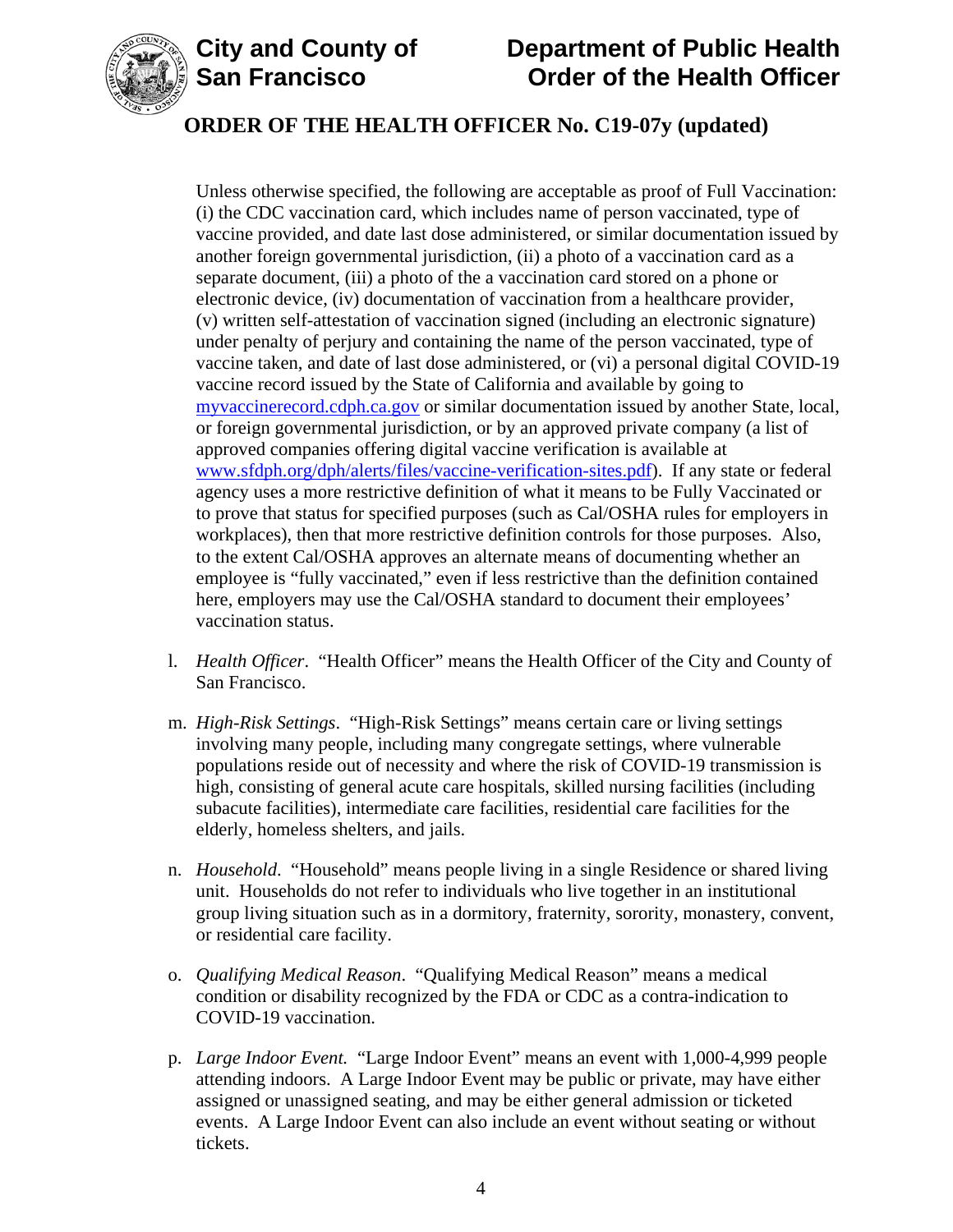Unless otherwise specified, the following are acceptable as proof of Full Vaccination: (i) the CDC vaccination card, which includes name of person vaccinated, type of vaccine provided, and date last dose administered, or similar documentation issued by another foreign governmental jurisdiction, (ii) a photo of a vaccination card as a separate document, (iii) a photo of the a vaccination card stored on a phone or electronic device, (iv) documentation of vaccination from a healthcare provider, (v) written self-attestation of vaccination signed (including an electronic signature) under penalty of perjury and containing the name of the person vaccinated, type of vaccine taken, and date of last dose administered, or (vi) a personal digital COVID-19 vaccine record issued by the State of California and available by going to [myvaccinerecord.cdph.ca.gov](https://myvaccinerecord.cdph.ca.gov) or similar documentation issued by another State, local, or foreign governmental jurisdiction, or by an approved private company (a list of approved companies offering digital vaccine verification is available at [www.sfdph.org/dph/alerts/files/vaccine-verification-sites.pdf](https://www.sfdph.org/dph/alerts/files/vaccine-verification-sites.pdf)). If any state or federal agency uses a more restrictive definition of what it means to be Fully Vaccinated or to prove that status for specified purposes (such as Cal/OSHA rules for employers in workplaces), then that more restrictive definition controls for those purposes. Also, to the extent Cal/OSHA approves an alternate means of documenting whether an employee is "fully vaccinated," even if less restrictive than the definition contained here, employers may use the Cal/OSHA standard to document their employees' vaccination status.

l. *Health Officer*. "Health Officer" means the Health Officer of the City and County of San Francisco.

m. *High-Risk Settings*. "High-Risk Settings" means certain care or living settings involving many people, including many congregate settings, where vulnerable populations reside out of necessity and where the risk of COVID-19 transmission is high, consisting of general acute care hospitals, skilled nursing facilities (including subacute facilities), intermediate care facilities, residential care facilities for the elderly, homeless shelters, and jails.

n. *Household*. "Household" means people living in a single Residence or shared living unit. Households do not refer to individuals who live together in an institutional group living situation such as in a dormitory, fraternity, sorority, monastery, convent, or residential care facility.

o. *Qualifying Medical Reason*. "Qualifying Medical Reason" means a medical condition or disability recognized by the FDA or CDC as a contra-indication to COVID-19 vaccination.

p. *Large Indoor Event.* "Large Indoor Event" means an event with 1,000-4,999 people attending indoors. A Large Indoor Event may be public or private, may have either assigned or unassigned seating, and may be either general admission or ticketed events. A Large Indoor Event can also include an event without seating or without tickets.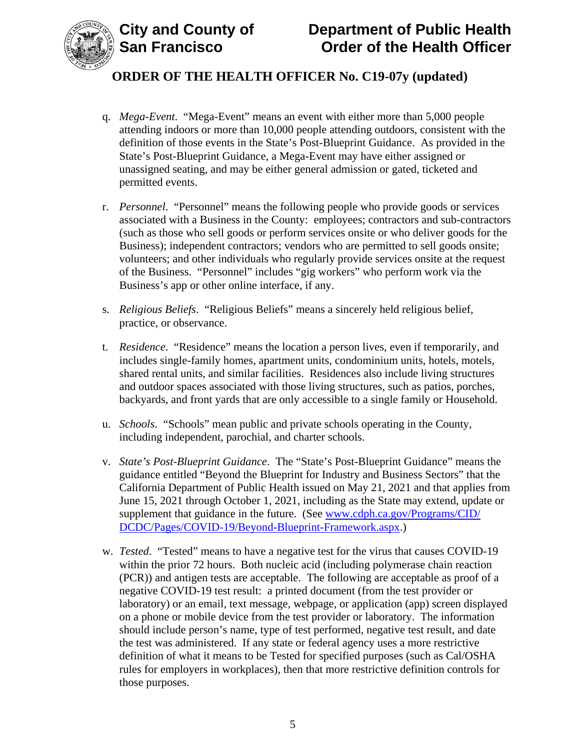q. *Mega-Event*. "Mega-Event" means an event with either more than 5,000 people attending indoors or more than 10,000 people attending outdoors, consistent with the definition of those events in the State's Post-Blueprint Guidance. As provided in the State's Post-Blueprint Guidance, a Mega-Event may have either assigned or unassigned seating, and may be either general admission or gated, ticketed and permitted events.

r. *Personnel*. "Personnel" means the following people who provide goods or services associated with a Business in the County: employees; contractors and sub-contractors (such as those who sell goods or perform services onsite or who deliver goods for the Business); independent contractors; vendors who are permitted to sell goods onsite; volunteers; and other individuals who regularly provide services onsite at the request of the Business. "Personnel" includes "gig workers" who perform work via the Business's app or other online interface, if any.

s. *Religious Beliefs*. "Religious Beliefs" means a sincerely held religious belief, practice, or observance.

t. *Residence*. "Residence" means the location a person lives, even if temporarily, and includes single-family homes, apartment units, condominium units, hotels, motels, shared rental units, and similar facilities. Residences also include living structures and outdoor spaces associated with those living structures, such as patios, porches, backyards, and front yards that are only accessible to a single family or Household.

u. *Schools*. "Schools" mean public and private schools operating in the County, including independent, parochial, and charter schools.

v. *State's Post-Blueprint Guidance*. The "State's Post-Blueprint Guidance" means the guidance entitled "Beyond the Blueprint for Industry and Business Sectors" that the California Department of Public Health issued on May 21, 2021 and that applies from June 15, 2021 through October 1, 2021, including as the State may extend, update or supplement that guidance in the future. (See [www.cdph.ca.gov/Programs/CID/DCDC/Pages/COVID-19/Beyond-Blueprint-Framework.aspx](www.cdph.ca.gov/Programs/CID/DCDC/Pages/COVID-19/Beyond-Blueprint-Framework.aspx).)

w. *Tested*. "Tested" means to have a negative test for the virus that causes COVID-19 within the prior 72 hours. Both nucleic acid (including polymerase chain reaction (PCR)) and antigen tests are acceptable. The following are acceptable as proof of a negative COVID-19 test result: a printed document (from the test provider or laboratory) or an email, text message, webpage, or application (app) screen displayed on a phone or mobile device from the test provider or laboratory. The information should include person's name, type of test performed, negative test result, and date the test was administered. If any state or federal agency uses a more restrictive definition of what it means to be Tested for specified purposes (such as Cal/OSHA rules for employers in workplaces), then that more restrictive definition controls for those purposes.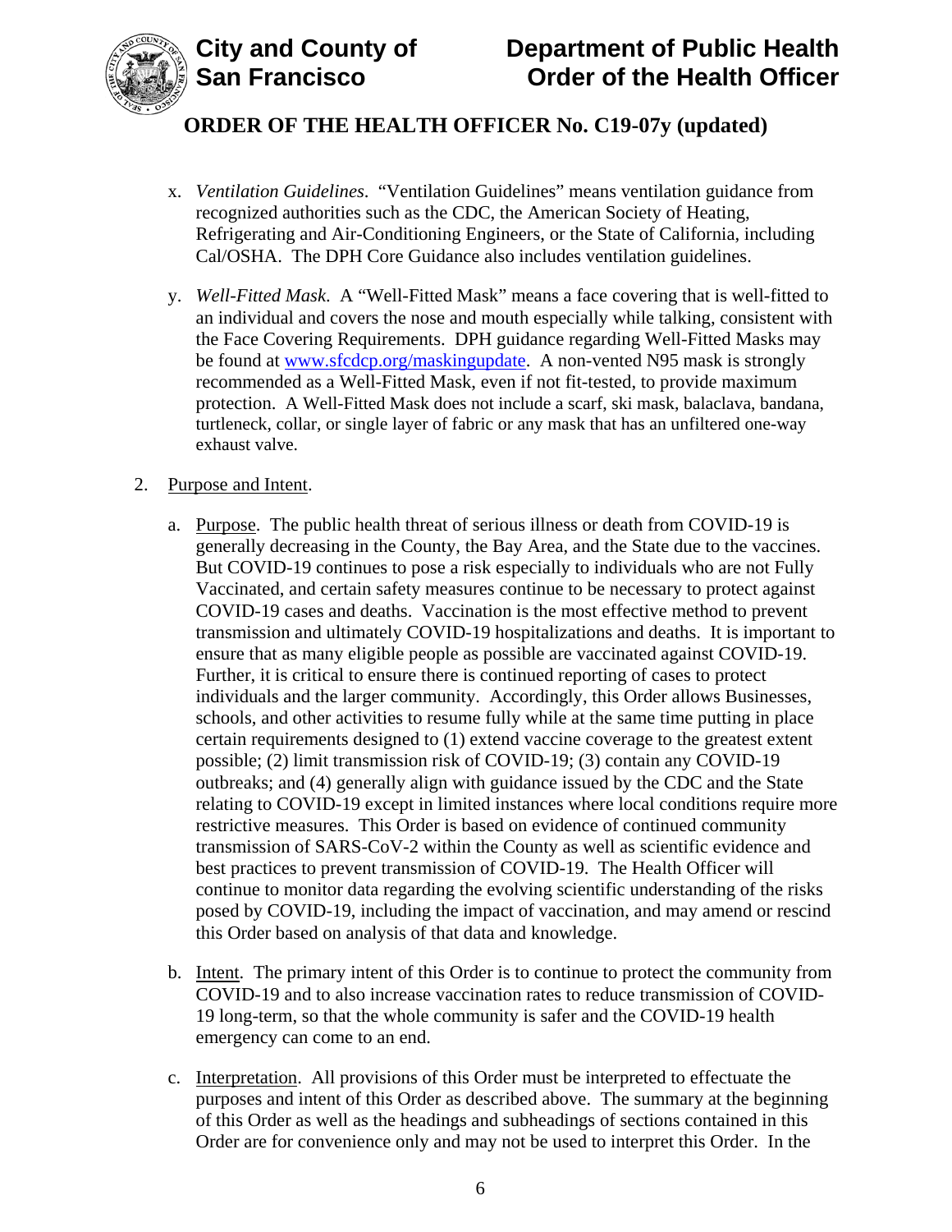x. *Ventilation Guidelines*. "Ventilation Guidelines" means ventilation guidance from recognized authorities such as the CDC, the American Society of Heating, Refrigerating and Air-Conditioning Engineers, or the State of California, including Cal/OSHA. The DPH Core Guidance also includes ventilation guidelines.

y. *Well-Fitted Mask*. A "Well-Fitted Mask" means a face covering that is well-fitted to an individual and covers the nose and mouth especially while talking, consistent with the Face Covering Requirements. DPH guidance regarding Well-Fitted Masks may be found at [www.sfcdcp.org/maskingupdate](www.sfcdcp.org/maskingupdate). A non-vented N95 mask is strongly recommended as a Well-Fitted Mask, even if not fit-tested, to provide maximum protection. A Well-Fitted Mask does not include a scarf, ski mask, balaclava, bandana, turtleneck, collar, or single layer of fabric or any mask that has an unfiltered one-way exhaust valve.

2. Purpose and Intent.

   a. Purpose. The public health threat of serious illness or death from COVID-19 is generally decreasing in the County, the Bay Area, and the State due to the vaccines. But COVID-19 continues to pose a risk especially to individuals who are not Fully Vaccinated, and certain safety measures continue to be necessary to protect against COVID-19 cases and deaths. Vaccination is the most effective method to prevent transmission and ultimately COVID-19 hospitalizations and deaths. It is important to ensure that as many eligible people as possible are vaccinated against COVID-19. Further, it is critical to ensure there is continued reporting of cases to protect individuals and the larger community. Accordingly, this Order allows Businesses, schools, and other activities to resume fully while at the same time putting in place certain requirements designed to (1) extend vaccine coverage to the greatest extent possible; (2) limit transmission risk of COVID-19; (3) contain any COVID-19 outbreaks; and (4) generally align with guidance issued by the CDC and the State relating to COVID-19 except in limited instances where local conditions require more restrictive measures. This Order is based on evidence of continued community transmission of SARS-CoV-2 within the County as well as scientific evidence and best practices to prevent transmission of COVID-19. The Health Officer will continue to monitor data regarding the evolving scientific understanding of the risks posed by COVID-19, including the impact of vaccination, and may amend or rescind this Order based on analysis of that data and knowledge.

   b. Intent. The primary intent of this Order is to continue to protect the community from COVID-19 and to also increase vaccination rates to reduce transmission of COVID-19 long-term, so that the whole community is safer and the COVID-19 health emergency can come to an end.

   c. Interpretation. All provisions of this Order must be interpreted to effectuate the purposes and intent of this Order as described above. The summary at the beginning of this Order as well as the headings and subheadings of sections contained in this Order are for convenience only and may not be used to interpret this Order. In the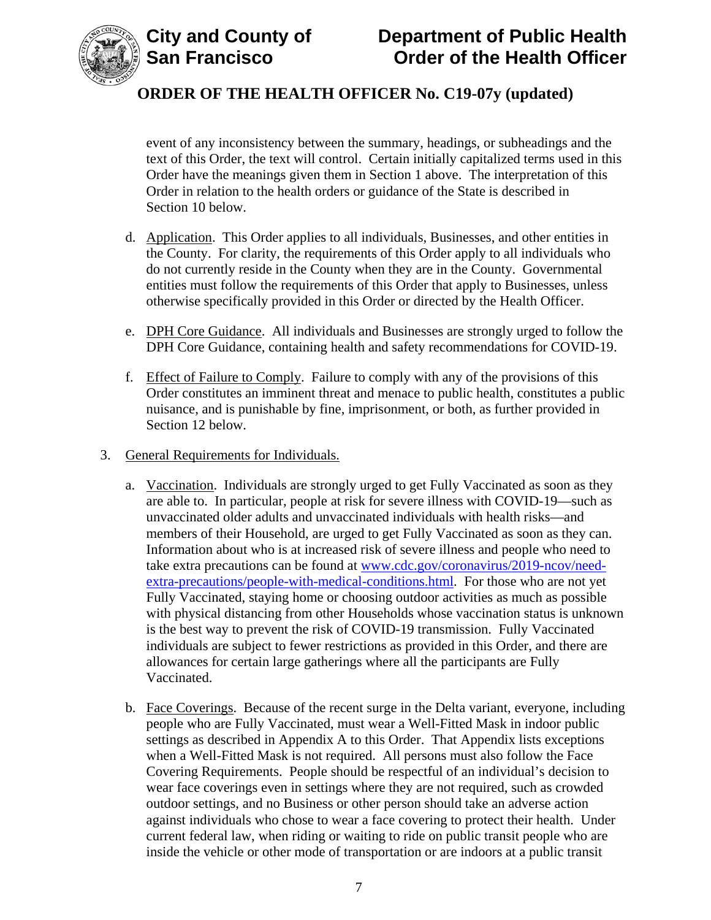event of any inconsistency between the summary, headings, or subheadings and the text of this Order, the text will control. Certain initially capitalized terms used in this Order have the meanings given them in Section 1 above. The interpretation of this Order in relation to the health orders or guidance of the State is described in Section 10 below.

d. Application. This Order applies to all individuals, Businesses, and other entities in the County. For clarity, the requirements of this Order apply to all individuals who do not currently reside in the County when they are in the County. Governmental entities must follow the requirements of this Order that apply to Businesses, unless otherwise specifically provided in this Order or directed by the Health Officer.

e. DPH Core Guidance. All individuals and Businesses are strongly urged to follow the DPH Core Guidance, containing health and safety recommendations for COVID-19.

f. Effect of Failure to Comply. Failure to comply with any of the provisions of this Order constitutes an imminent threat and menace to public health, constitutes a public nuisance, and is punishable by fine, imprisonment, or both, as further provided in Section 12 below.

3. General Requirements for Individuals.

   a. Vaccination. Individuals are strongly urged to get Fully Vaccinated as soon as they are able to. In particular, people at risk for severe illness with COVID-19—such as unvaccinated older adults and unvaccinated individuals with health risks—and members of their Household, are urged to get Fully Vaccinated as soon as they can. Information about who is at increased risk of severe illness and people who need to take extra precautions can be found at www.cdc.gov/coronavirus/2019-ncov/need-extra-precautions/people-with-medical-conditions.html. For those who are not yet Fully Vaccinated, staying home or choosing outdoor activities as much as possible with physical distancing from other Households whose vaccination status is unknown is the best way to prevent the risk of COVID-19 transmission. Fully Vaccinated individuals are subject to fewer restrictions as provided in this Order, and there are allowances for certain large gatherings where all the participants are Fully Vaccinated.

   b. Face Coverings. Because of the recent surge in the Delta variant, everyone, including people who are Fully Vaccinated, must wear a Well-Fitted Mask in indoor public settings as described in Appendix A to this Order. That Appendix lists exceptions when a Well-Fitted Mask is not required. All persons must also follow the Face Covering Requirements. People should be respectful of an individual's decision to wear face coverings even in settings where they are not required, such as crowded outdoor settings, and no Business or other person should take an adverse action against individuals who chose to wear a face covering to protect their health. Under current federal law, when riding or waiting to ride on public transit people who are inside the vehicle or other mode of transportation or are indoors at a public transit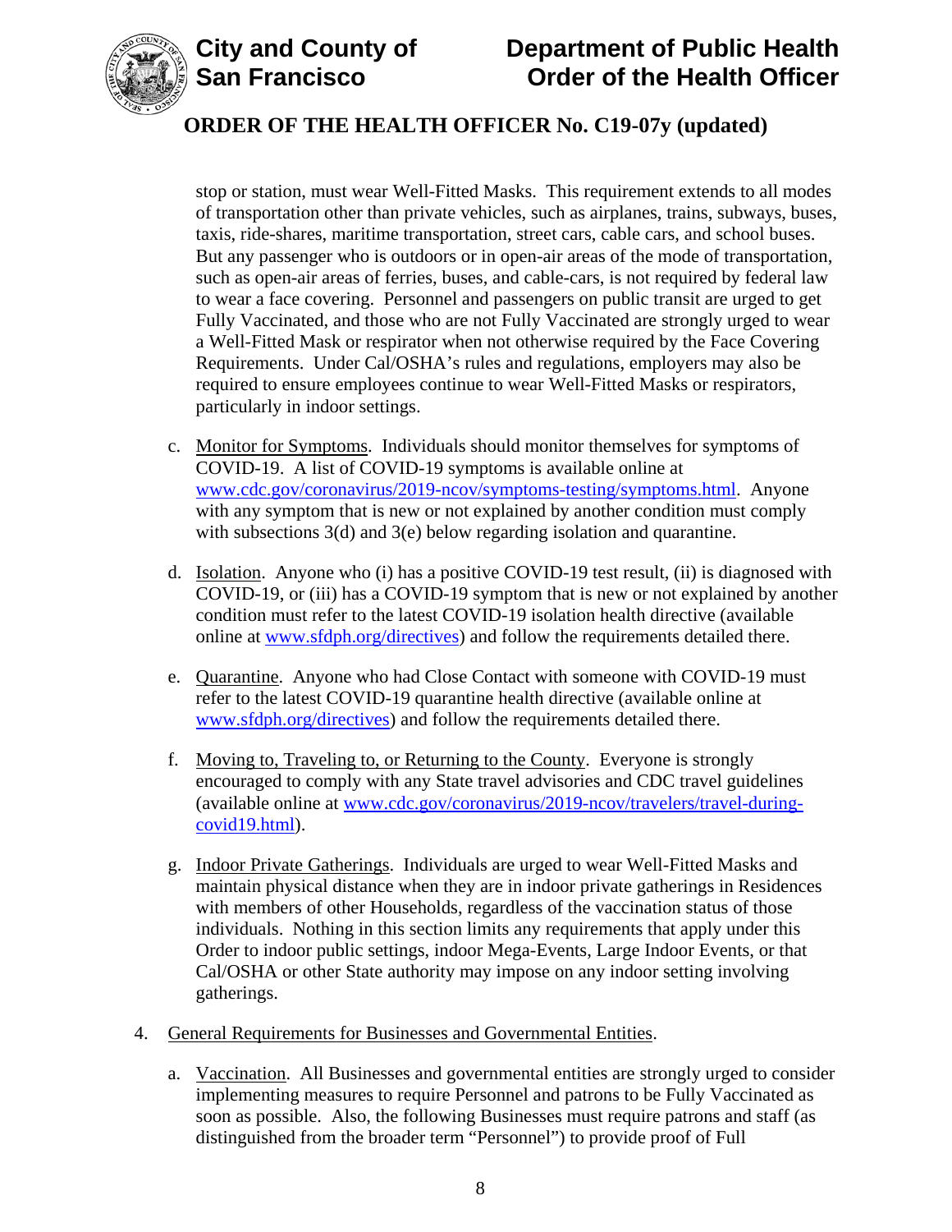stop or station, must wear Well-Fitted Masks. This requirement extends to all modes of transportation other than private vehicles, such as airplanes, trains, subways, buses, taxis, ride-shares, maritime transportation, street cars, cable cars, and school buses. But any passenger who is outdoors or in open-air areas of the mode of transportation, such as open-air areas of ferries, buses, and cable-cars, is not required by federal law to wear a face covering. Personnel and passengers on public transit are urged to get Fully Vaccinated, and those who are not Fully Vaccinated are strongly urged to wear a Well-Fitted Mask or respirator when not otherwise required by the Face Covering Requirements. Under Cal/OSHA's rules and regulations, employers may also be required to ensure employees continue to wear Well-Fitted Masks or respirators, particularly in indoor settings.

c. Monitor for Symptoms. Individuals should monitor themselves for symptoms of COVID-19. A list of COVID-19 symptoms is available online at [www.cdc.gov/coronavirus/2019-ncov/symptoms-testing/symptoms.html](www.cdc.gov/coronavirus/2019-ncov/symptoms-testing/symptoms.html). Anyone with any symptom that is new or not explained by another condition must comply with subsections 3(d) and 3(e) below regarding isolation and quarantine.

d. Isolation. Anyone who (i) has a positive COVID-19 test result, (ii) is diagnosed with COVID-19, or (iii) has a COVID-19 symptom that is new or not explained by another condition must refer to the latest COVID-19 isolation health directive (available online at [www.sfdph.org/directives](www.sfdph.org/directives)) and follow the requirements detailed there.

e. Quarantine. Anyone who had Close Contact with someone with COVID-19 must refer to the latest COVID-19 quarantine health directive (available online at [www.sfdph.org/directives](www.sfdph.org/directives)) and follow the requirements detailed there.

f. Moving to, Traveling to, or Returning to the County. Everyone is strongly encouraged to comply with any State travel advisories and CDC travel guidelines (available online at [www.cdc.gov/coronavirus/2019-ncov/travelers/travel-during-covid19.html](www.cdc.gov/coronavirus/2019-ncov/travelers/travel-during-covid19.html)).

g. Indoor Private Gatherings. Individuals are urged to wear Well-Fitted Masks and maintain physical distance when they are in indoor private gatherings in Residences with members of other Households, regardless of the vaccination status of those individuals. Nothing in this section limits any requirements that apply under this Order to indoor public settings, indoor Mega-Events, Large Indoor Events, or that Cal/OSHA or other State authority may impose on any indoor setting involving gatherings.

4. General Requirements for Businesses and Governmental Entities.

a. Vaccination. All Businesses and governmental entities are strongly urged to consider implementing measures to require Personnel and patrons to be Fully Vaccinated as soon as possible. Also, the following Businesses must require patrons and staff (as distinguished from the broader term "Personnel") to provide proof of Full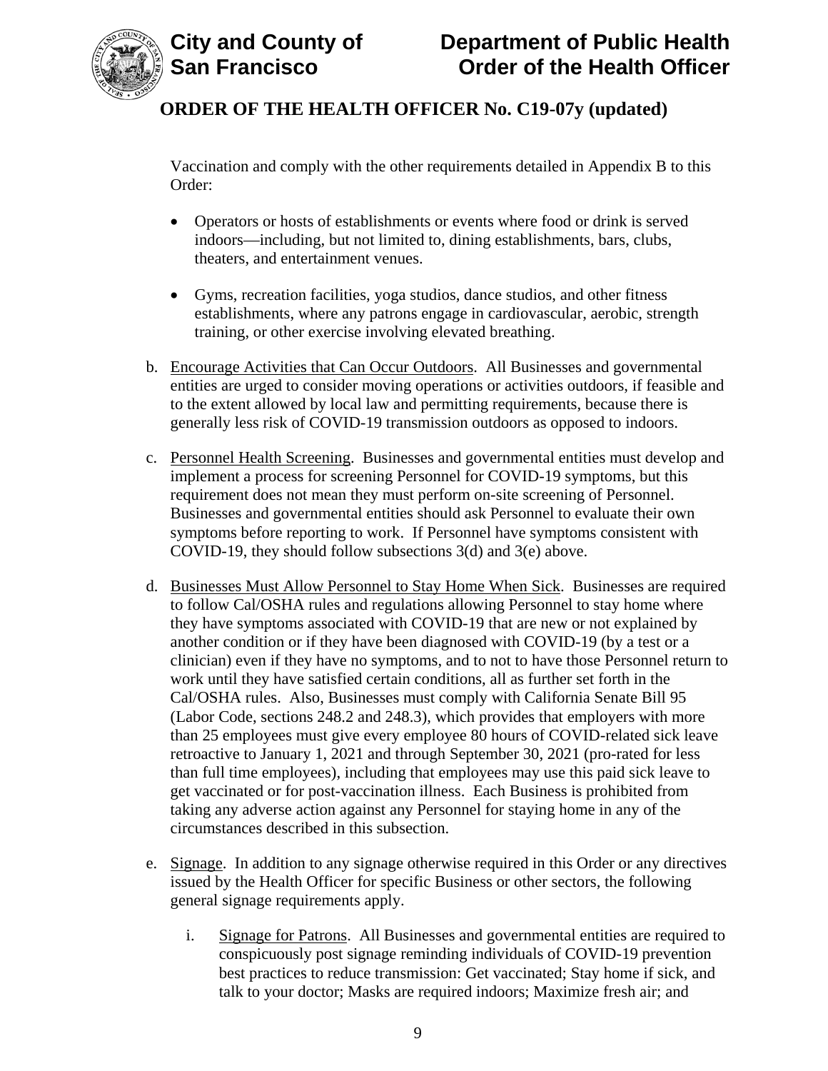Vaccination and comply with the other requirements detailed in Appendix B to this Order:

- Operators or hosts of establishments or events where food or drink is served indoors—including, but not limited to, dining establishments, bars, clubs, theaters, and entertainment venues.
- Gyms, recreation facilities, yoga studios, dance studios, and other fitness establishments, where any patrons engage in cardiovascular, aerobic, strength training, or other exercise involving elevated breathing.

b. Encourage Activities that Can Occur Outdoors. All Businesses and governmental entities are urged to consider moving operations or activities outdoors, if feasible and to the extent allowed by local law and permitting requirements, because there is generally less risk of COVID-19 transmission outdoors as opposed to indoors.

c. Personnel Health Screening. Businesses and governmental entities must develop and implement a process for screening Personnel for COVID-19 symptoms, but this requirement does not mean they must perform on-site screening of Personnel. Businesses and governmental entities should ask Personnel to evaluate their own symptoms before reporting to work. If Personnel have symptoms consistent with COVID-19, they should follow subsections 3(d) and 3(e) above.

d. Businesses Must Allow Personnel to Stay Home When Sick. Businesses are required to follow Cal/OSHA rules and regulations allowing Personnel to stay home where they have symptoms associated with COVID-19 that are new or not explained by another condition or if they have been diagnosed with COVID-19 (by a test or a clinician) even if they have no symptoms, and to not to have those Personnel return to work until they have satisfied certain conditions, all as further set forth in the Cal/OSHA rules. Also, Businesses must comply with California Senate Bill 95 (Labor Code, sections 248.2 and 248.3), which provides that employers with more than 25 employees must give every employee 80 hours of COVID-related sick leave retroactive to January 1, 2021 and through September 30, 2021 (pro-rated for less than full time employees), including that employees may use this paid sick leave to get vaccinated or for post-vaccination illness. Each Business is prohibited from taking any adverse action against any Personnel for staying home in any of the circumstances described in this subsection.

e. Signage. In addition to any signage otherwise required in this Order or any directives issued by the Health Officer for specific Business or other sectors, the following general signage requirements apply.

   i. Signage for Patrons. All Businesses and governmental entities are required to conspicuously post signage reminding individuals of COVID-19 prevention best practices to reduce transmission: Get vaccinated; Stay home if sick, and talk to your doctor; Masks are required indoors; Maximize fresh air; and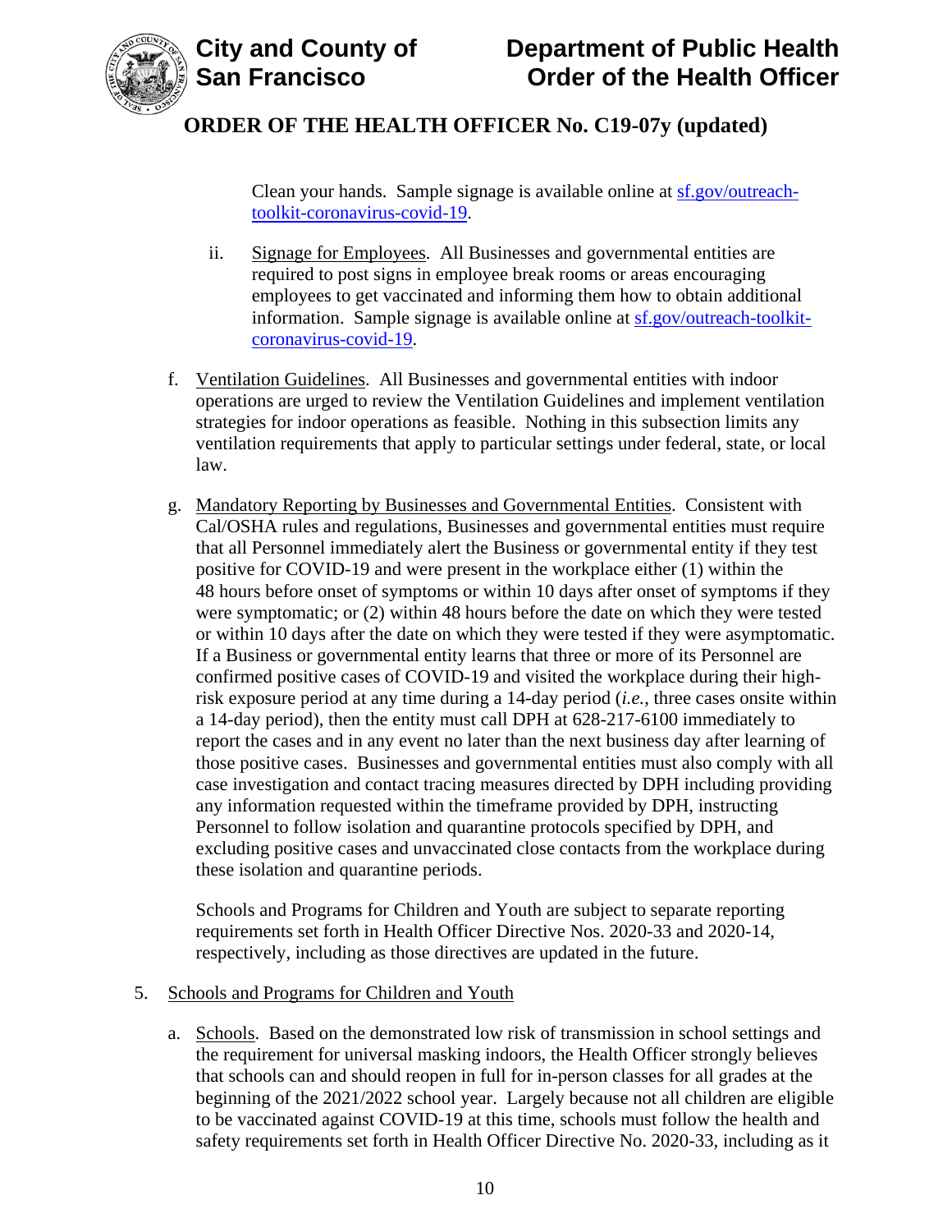Clean your hands. Sample signage is available online at [sf.gov/outreach-toolkit-coronavirus-covid-19](sf.gov/outreach-toolkit-coronavirus-covid-19).

ii. Signage for Employees. All Businesses and governmental entities are required to post signs in employee break rooms or areas encouraging employees to get vaccinated and informing them how to obtain additional information. Sample signage is available online at [sf.gov/outreach-toolkit-coronavirus-covid-19](sf.gov/outreach-toolkit-coronavirus-covid-19).

f. Ventilation Guidelines. All Businesses and governmental entities with indoor operations are urged to review the Ventilation Guidelines and implement ventilation strategies for indoor operations as feasible. Nothing in this subsection limits any ventilation requirements that apply to particular settings under federal, state, or local law.

g. Mandatory Reporting by Businesses and Governmental Entities. Consistent with Cal/OSHA rules and regulations, Businesses and governmental entities must require that all Personnel immediately alert the Business or governmental entity if they test positive for COVID-19 and were present in the workplace either (1) within the 48 hours before onset of symptoms or within 10 days after onset of symptoms if they were symptomatic; or (2) within 48 hours before the date on which they were tested or within 10 days after the date on which they were tested if they were asymptomatic. If a Business or governmental entity learns that three or more of its Personnel are confirmed positive cases of COVID-19 and visited the workplace during their high-risk exposure period at any time during a 14-day period (*i.e.*, three cases onsite within a 14-day period), then the entity must call DPH at 628-217-6100 immediately to report the cases and in any event no later than the next business day after learning of those positive cases. Businesses and governmental entities must also comply with all case investigation and contact tracing measures directed by DPH including providing any information requested within the timeframe provided by DPH, instructing Personnel to follow isolation and quarantine protocols specified by DPH, and excluding positive cases and unvaccinated close contacts from the workplace during these isolation and quarantine periods.

Schools and Programs for Children and Youth are subject to separate reporting requirements set forth in Health Officer Directive Nos. 2020-33 and 2020-14, respectively, including as those directives are updated in the future.

5. Schools and Programs for Children and Youth

a. Schools. Based on the demonstrated low risk of transmission in school settings and the requirement for universal masking indoors, the Health Officer strongly believes that schools can and should reopen in full for in-person classes for all grades at the beginning of the 2021/2022 school year. Largely because not all children are eligible to be vaccinated against COVID-19 at this time, schools must follow the health and safety requirements set forth in Health Officer Directive No. 2020-33, including as it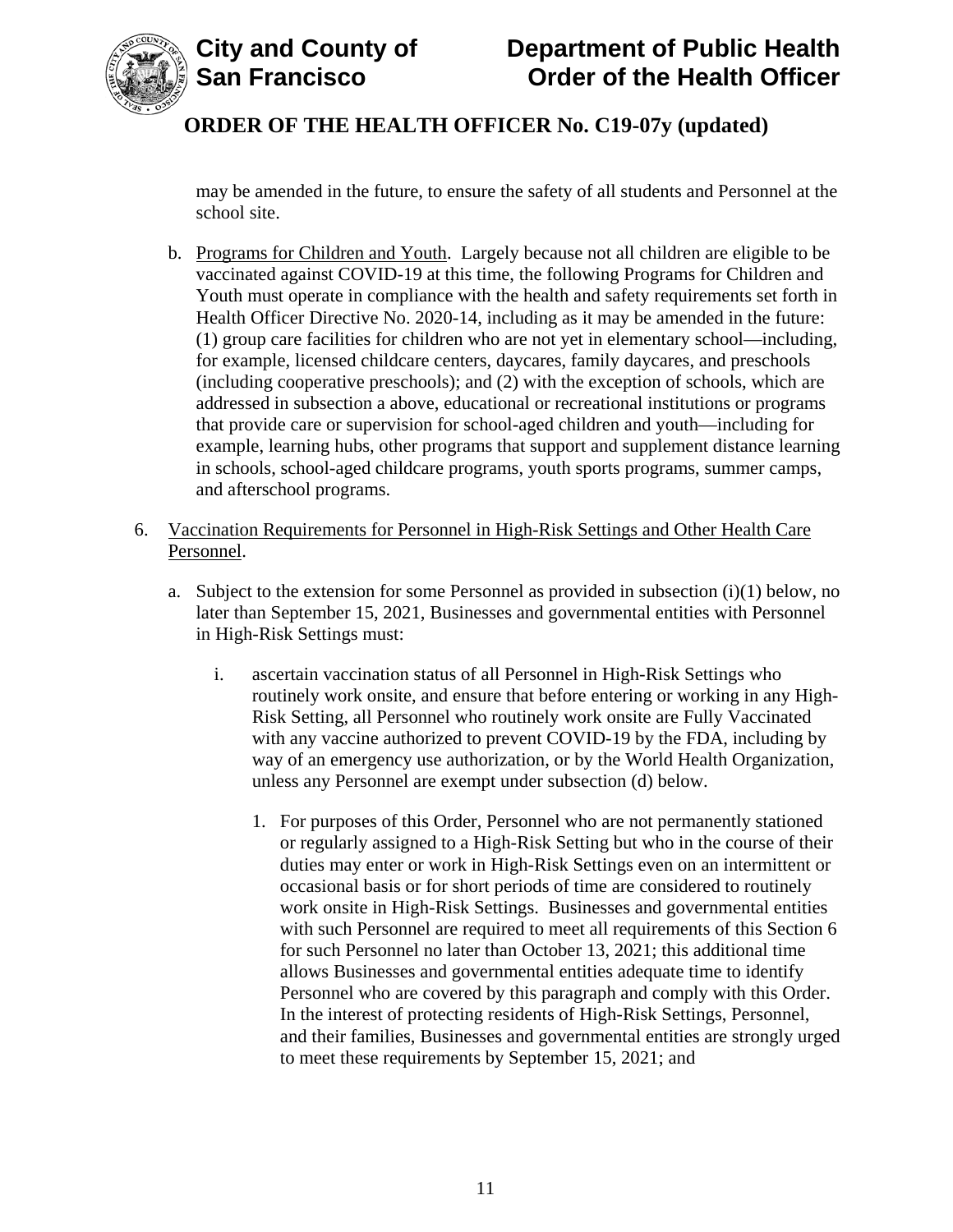may be amended in the future, to ensure the safety of all students and Personnel at the school site.

b. Programs for Children and Youth. Largely because not all children are eligible to be vaccinated against COVID-19 at this time, the following Programs for Children and Youth must operate in compliance with the health and safety requirements set forth in Health Officer Directive No. 2020-14, including as it may be amended in the future: (1) group care facilities for children who are not yet in elementary school—including, for example, licensed childcare centers, daycares, family daycares, and preschools (including cooperative preschools); and (2) with the exception of schools, which are addressed in subsection a above, educational or recreational institutions or programs that provide care or supervision for school-aged children and youth—including for example, learning hubs, other programs that support and supplement distance learning in schools, school-aged childcare programs, youth sports programs, summer camps, and afterschool programs.

6. Vaccination Requirements for Personnel in High-Risk Settings and Other Health Care Personnel.

   a. Subject to the extension for some Personnel as provided in subsection (i)(1) below, no later than September 15, 2021, Businesses and governmental entities with Personnel in High-Risk Settings must:

      i. ascertain vaccination status of all Personnel in High-Risk Settings who routinely work onsite, and ensure that before entering or working in any High-Risk Setting, all Personnel who routinely work onsite are Fully Vaccinated with any vaccine authorized to prevent COVID-19 by the FDA, including by way of an emergency use authorization, or by the World Health Organization, unless any Personnel are exempt under subsection (d) below.

         1. For purposes of this Order, Personnel who are not permanently stationed or regularly assigned to a High-Risk Setting but who in the course of their duties may enter or work in High-Risk Settings even on an intermittent or occasional basis or for short periods of time are considered to routinely work onsite in High-Risk Settings. Businesses and governmental entities with such Personnel are required to meet all requirements of this Section 6 for such Personnel no later than October 13, 2021; this additional time allows Businesses and governmental entities adequate time to identify Personnel who are covered by this paragraph and comply with this Order. In the interest of protecting residents of High-Risk Settings, Personnel, and their families, Businesses and governmental entities are strongly urged to meet these requirements by September 15, 2021; and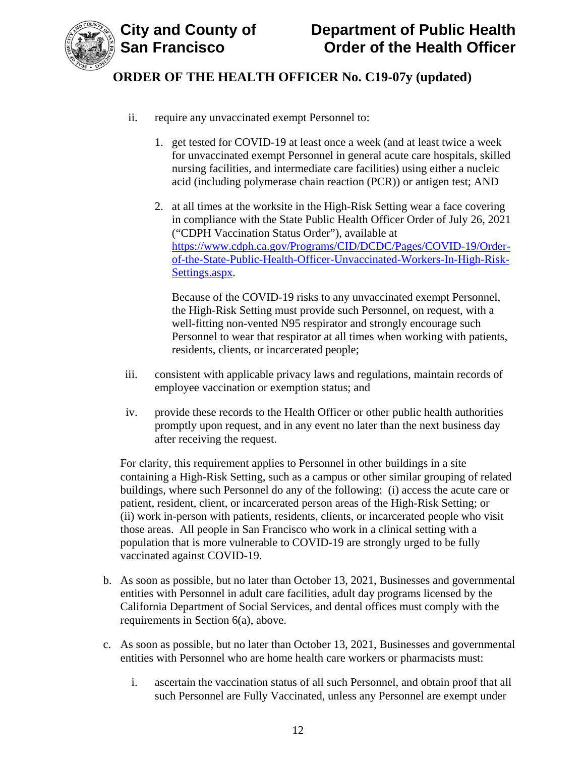ii. require any unvaccinated exempt Personnel to:

1. get tested for COVID-19 at least once a week (and at least twice a week for unvaccinated exempt Personnel in general acute care hospitals, skilled nursing facilities, and intermediate care facilities) using either a nucleic acid (including polymerase chain reaction (PCR)) or antigen test; AND

2. at all times at the worksite in the High-Risk Setting wear a face covering in compliance with the State Public Health Officer Order of July 26, 2021 ("CDPH Vaccination Status Order"), available at [https://www.cdph.ca.gov/Programs/CID/DCDC/Pages/COVID-19/Order-of-the-State-Public-Health-Officer-Unvaccinated-Workers-In-High-Risk-Settings.aspx](https://www.cdph.ca.gov/Programs/CID/DCDC/Pages/COVID-19/Order-of-the-State-Public-Health-Officer-Unvaccinated-Workers-In-High-Risk-Settings.aspx).

   Because of the COVID-19 risks to any unvaccinated exempt Personnel, the High-Risk Setting must provide such Personnel, on request, with a well-fitting non-vented N95 respirator and strongly encourage such Personnel to wear that respirator at all times when working with patients, residents, clients, or incarcerated people;

iii. consistent with applicable privacy laws and regulations, maintain records of employee vaccination or exemption status; and

iv. provide these records to the Health Officer or other public health authorities promptly upon request, and in any event no later than the next business day after receiving the request.

For clarity, this requirement applies to Personnel in other buildings in a site containing a High-Risk Setting, such as a campus or other similar grouping of related buildings, where such Personnel do any of the following: (i) access the acute care or patient, resident, client, or incarcerated person areas of the High-Risk Setting; or (ii) work in-person with patients, residents, clients, or incarcerated people who visit those areas. All people in San Francisco who work in a clinical setting with a population that is more vulnerable to COVID-19 are strongly urged to be fully vaccinated against COVID-19.

b. As soon as possible, but no later than October 13, 2021, Businesses and governmental entities with Personnel in adult care facilities, adult day programs licensed by the California Department of Social Services, and dental offices must comply with the requirements in Section 6(a), above.

c. As soon as possible, but no later than October 13, 2021, Businesses and governmental entities with Personnel who are home health care workers or pharmacists must:

   i. ascertain the vaccination status of all such Personnel, and obtain proof that all such Personnel are Fully Vaccinated, unless any Personnel are exempt under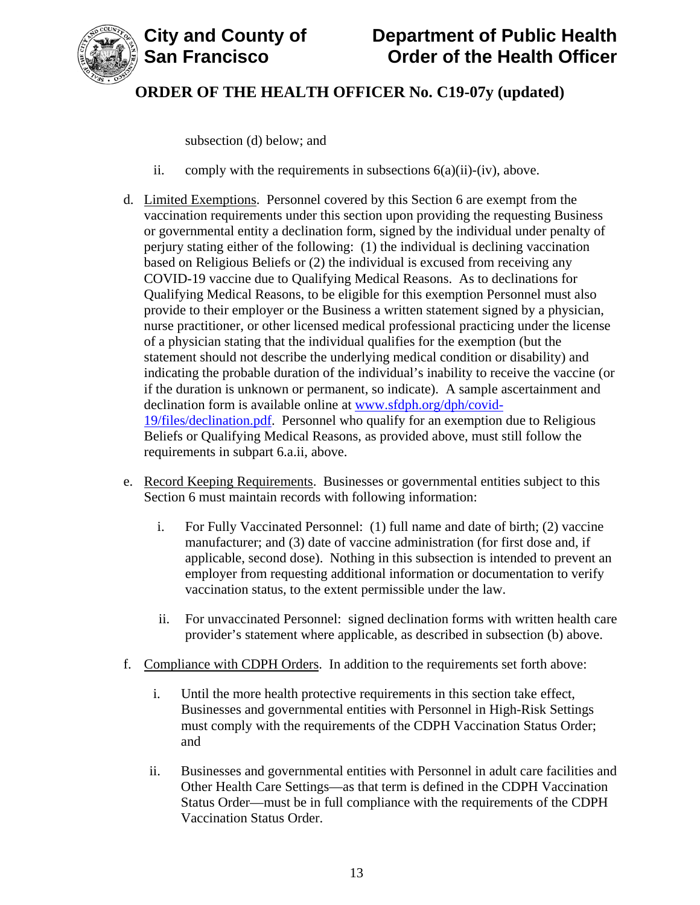subsection (d) below; and

ii. comply with the requirements in subsections 6(a)(ii)-(iv), above.

d. Limited Exemptions. Personnel covered by this Section 6 are exempt from the vaccination requirements under this section upon providing the requesting Business or governmental entity a declination form, signed by the individual under penalty of perjury stating either of the following: (1) the individual is declining vaccination based on Religious Beliefs or (2) the individual is excused from receiving any COVID-19 vaccine due to Qualifying Medical Reasons. As to declinations for Qualifying Medical Reasons, to be eligible for this exemption Personnel must also provide to their employer or the Business a written statement signed by a physician, nurse practitioner, or other licensed medical professional practicing under the license of a physician stating that the individual qualifies for the exemption (but the statement should not describe the underlying medical condition or disability) and indicating the probable duration of the individual's inability to receive the vaccine (or if the duration is unknown or permanent, so indicate). A sample ascertainment and declination form is available online at [www.sfdph.org/dph/covid-19/files/declination.pdf](www.sfdph.org/dph/covid-19/files/declination.pdf). Personnel who qualify for an exemption due to Religious Beliefs or Qualifying Medical Reasons, as provided above, must still follow the requirements in subpart 6.a.ii, above.

e. Record Keeping Requirements. Businesses or governmental entities subject to this Section 6 must maintain records with following information:

   i. For Fully Vaccinated Personnel: (1) full name and date of birth; (2) vaccine manufacturer; and (3) date of vaccine administration (for first dose and, if applicable, second dose). Nothing in this subsection is intended to prevent an employer from requesting additional information or documentation to verify vaccination status, to the extent permissible under the law.

   ii. For unvaccinated Personnel: signed declination forms with written health care provider's statement where applicable, as described in subsection (b) above.

f. Compliance with CDPH Orders. In addition to the requirements set forth above:

   i. Until the more health protective requirements in this section take effect, Businesses and governmental entities with Personnel in High-Risk Settings must comply with the requirements of the CDPH Vaccination Status Order; and

   ii. Businesses and governmental entities with Personnel in adult care facilities and Other Health Care Settings—as that term is defined in the CDPH Vaccination Status Order—must be in full compliance with the requirements of the CDPH Vaccination Status Order.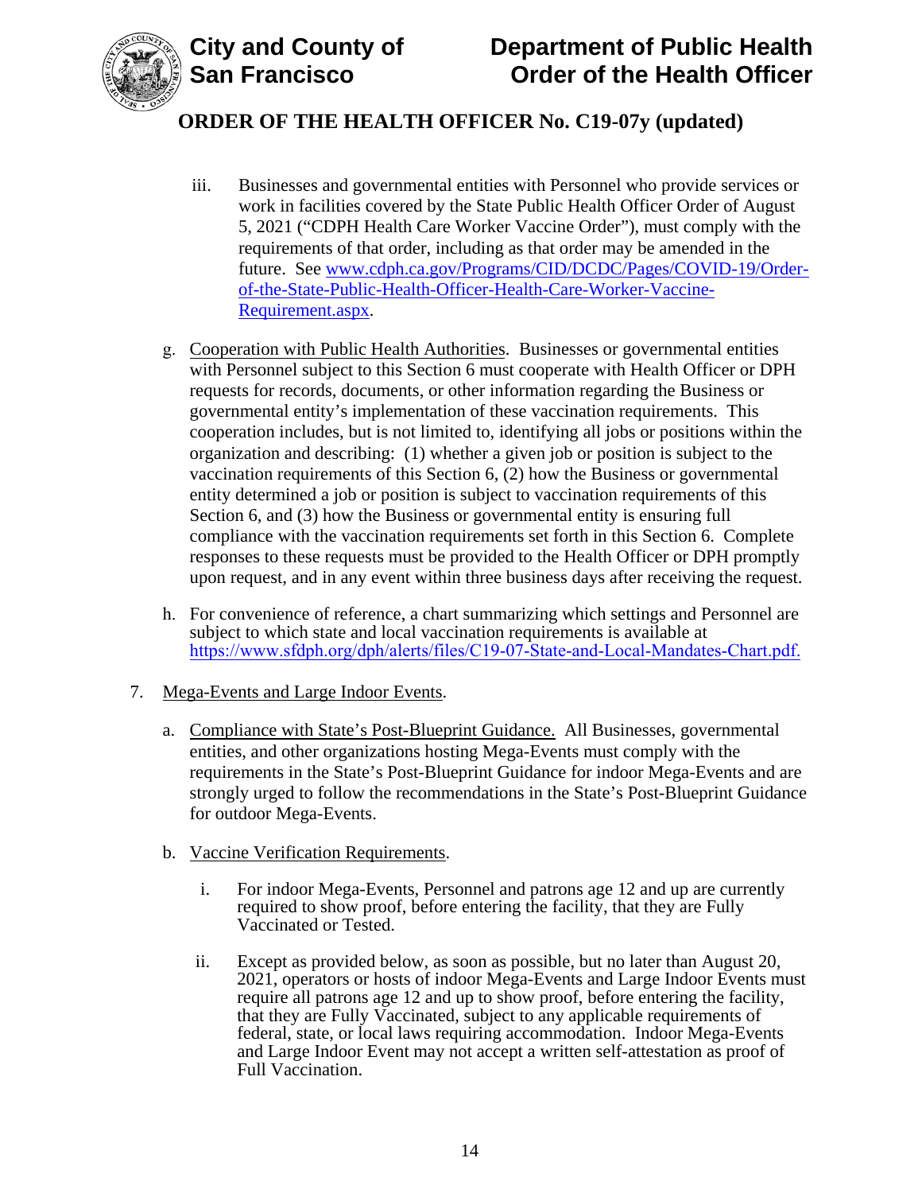iii. Businesses and governmental entities with Personnel who provide services or work in facilities covered by the State Public Health Officer Order of August 5, 2021 ("CDPH Health Care Worker Vaccine Order"), must comply with the requirements of that order, including as that order may be amended in the future. See [www.cdph.ca.gov/Programs/CID/DCDC/Pages/COVID-19/Order-of-the-State-Public-Health-Officer-Health-Care-Worker-Vaccine-Requirement.aspx](www.cdph.ca.gov/Programs/CID/DCDC/Pages/COVID-19/Order-of-the-State-Public-Health-Officer-Health-Care-Worker-Vaccine-Requirement.aspx).

g. Cooperation with Public Health Authorities. Businesses or governmental entities with Personnel subject to this Section 6 must cooperate with Health Officer or DPH requests for records, documents, or other information regarding the Business or governmental entity's implementation of these vaccination requirements. This cooperation includes, but is not limited to, identifying all jobs or positions within the organization and describing: (1) whether a given job or position is subject to the vaccination requirements of this Section 6, (2) how the Business or governmental entity determined a job or position is subject to vaccination requirements of this Section 6, and (3) how the Business or governmental entity is ensuring full compliance with the vaccination requirements set forth in this Section 6. Complete responses to these requests must be provided to the Health Officer or DPH promptly upon request, and in any event within three business days after receiving the request.

h. For convenience of reference, a chart summarizing which settings and Personnel are subject to which state and local vaccination requirements is available at [https://www.sfdph.org/dph/alerts/files/C19-07-State-and-Local-Mandates-Chart.pdf.](https://www.sfdph.org/dph/alerts/files/C19-07-State-and-Local-Mandates-Chart.pdf)

7. Mega-Events and Large Indoor Events.

   a. Compliance with State's Post-Blueprint Guidance. All Businesses, governmental entities, and other organizations hosting Mega-Events must comply with the requirements in the State's Post-Blueprint Guidance for indoor Mega-Events and are strongly urged to follow the recommendations in the State's Post-Blueprint Guidance for outdoor Mega-Events.

   b. Vaccine Verification Requirements.

      i. For indoor Mega-Events, Personnel and patrons age 12 and up are currently required to show proof, before entering the facility, that they are Fully Vaccinated or Tested.

      ii. Except as provided below, as soon as possible, but no later than August 20, 2021, operators or hosts of indoor Mega-Events and Large Indoor Events must require all patrons age 12 and up to show proof, before entering the facility, that they are Fully Vaccinated, subject to any applicable requirements of federal, state, or local laws requiring accommodation. Indoor Mega-Events and Large Indoor Event may not accept a written self-attestation as proof of Full Vaccination.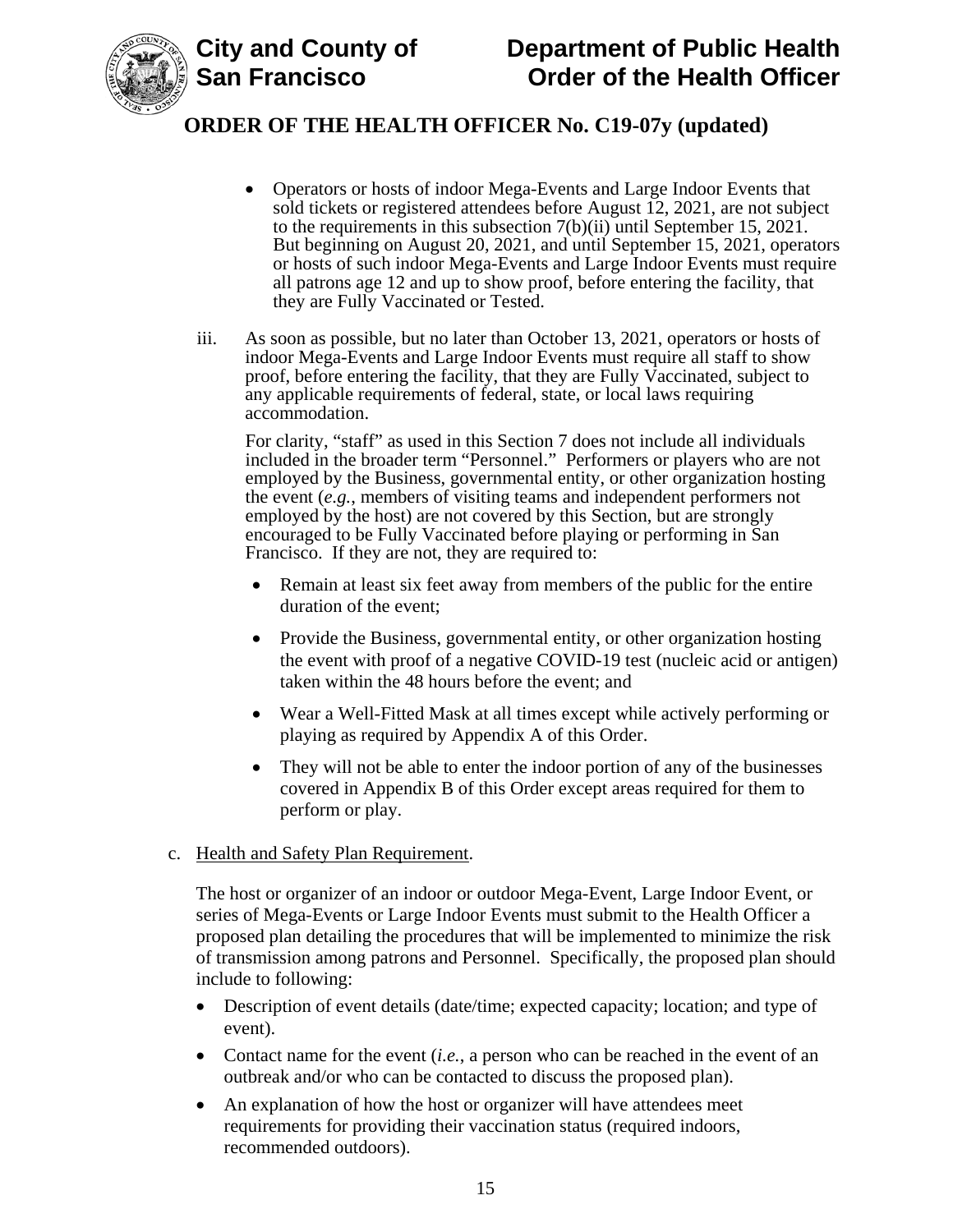- Operators or hosts of indoor Mega-Events and Large Indoor Events that sold tickets or registered attendees before August 12, 2021, are not subject to the requirements in this subsection 7(b)(ii) until September 15, 2021. But beginning on August 20, 2021, and until September 15, 2021, operators or hosts of such indoor Mega-Events and Large Indoor Events must require all patrons age 12 and up to show proof, before entering the facility, that they are Fully Vaccinated or Tested.

iii. As soon as possible, but no later than October 13, 2021, operators or hosts of indoor Mega-Events and Large Indoor Events must require all staff to show proof, before entering the facility, that they are Fully Vaccinated, subject to any applicable requirements of federal, state, or local laws requiring accommodation.

For clarity, "staff" as used in this Section 7 does not include all individuals included in the broader term "Personnel." Performers or players who are not employed by the Business, governmental entity, or other organization hosting the event (*e.g.*, members of visiting teams and independent performers not employed by the host) are not covered by this Section, but are strongly encouraged to be Fully Vaccinated before playing or performing in San Francisco. If they are not, they are required to:

- Remain at least six feet away from members of the public for the entire duration of the event;
- Provide the Business, governmental entity, or other organization hosting the event with proof of a negative COVID-19 test (nucleic acid or antigen) taken within the 48 hours before the event; and
- Wear a Well-Fitted Mask at all times except while actively performing or playing as required by Appendix A of this Order.
- They will not be able to enter the indoor portion of any of the businesses covered in Appendix B of this Order except areas required for them to perform or play.

c. Health and Safety Plan Requirement.

The host or organizer of an indoor or outdoor Mega-Event, Large Indoor Event, or series of Mega-Events or Large Indoor Events must submit to the Health Officer a proposed plan detailing the procedures that will be implemented to minimize the risk of transmission among patrons and Personnel. Specifically, the proposed plan should include to following:

- Description of event details (date/time; expected capacity; location; and type of event).
- Contact name for the event (*i.e.*, a person who can be reached in the event of an outbreak and/or who can be contacted to discuss the proposed plan).
- An explanation of how the host or organizer will have attendees meet requirements for providing their vaccination status (required indoors, recommended outdoors).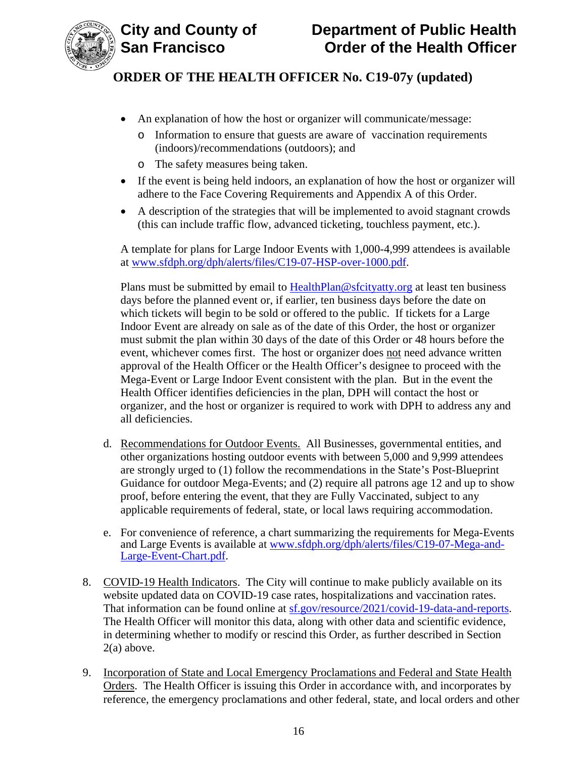- An explanation of how the host or organizer will communicate/message:
  - Information to ensure that guests are aware of vaccination requirements (indoors)/recommendations (outdoors); and
  - The safety measures being taken.
- If the event is being held indoors, an explanation of how the host or organizer will adhere to the Face Covering Requirements and Appendix A of this Order.
- A description of the strategies that will be implemented to avoid stagnant crowds (this can include traffic flow, advanced ticketing, touchless payment, etc.).

A template for plans for Large Indoor Events with 1,000-4,999 attendees is available at [www.sfdph.org/dph/alerts/files/C19-07-HSP-over-1000.pdf](www.sfdph.org/dph/alerts/files/C19-07-HSP-over-1000.pdf).

Plans must be submitted by email to [HealthPlan@sfcityatty.org](mailto:HealthPlan@sfcityatty.org) at least ten business days before the planned event or, if earlier, ten business days before the date on which tickets will begin to be sold or offered to the public. If tickets for a Large Indoor Event are already on sale as of the date of this Order, the host or organizer must submit the plan within 30 days of the date of this Order or 48 hours before the event, whichever comes first. The host or organizer does <u>not</u> need advance written approval of the Health Officer or the Health Officer's designee to proceed with the Mega-Event or Large Indoor Event consistent with the plan. But in the event the Health Officer identifies deficiencies in the plan, DPH will contact the host or organizer, and the host or organizer is required to work with DPH to address any and all deficiencies.

d. <u>Recommendations for Outdoor Events.</u> All Businesses, governmental entities, and other organizations hosting outdoor events with between 5,000 and 9,999 attendees are strongly urged to (1) follow the recommendations in the State's Post-Blueprint Guidance for outdoor Mega-Events; and (2) require all patrons age 12 and up to show proof, before entering the event, that they are Fully Vaccinated, subject to any applicable requirements of federal, state, or local laws requiring accommodation.

e. For convenience of reference, a chart summarizing the requirements for Mega-Events and Large Events is available at [www.sfdph.org/dph/alerts/files/C19-07-Mega-and-Large-Event-Chart.pdf](www.sfdph.org/dph/alerts/files/C19-07-Mega-and-Large-Event-Chart.pdf).

8. <u>COVID-19 Health Indicators</u>. The City will continue to make publicly available on its website updated data on COVID-19 case rates, hospitalizations and vaccination rates. That information can be found online at [sf.gov/resource/2021/covid-19-data-and-reports](sf.gov/resource/2021/covid-19-data-and-reports). The Health Officer will monitor this data, along with other data and scientific evidence, in determining whether to modify or rescind this Order, as further described in Section 2(a) above.

9. <u>Incorporation of State and Local Emergency Proclamations and Federal and State Health Orders</u>. The Health Officer is issuing this Order in accordance with, and incorporates by reference, the emergency proclamations and other federal, state, and local orders and other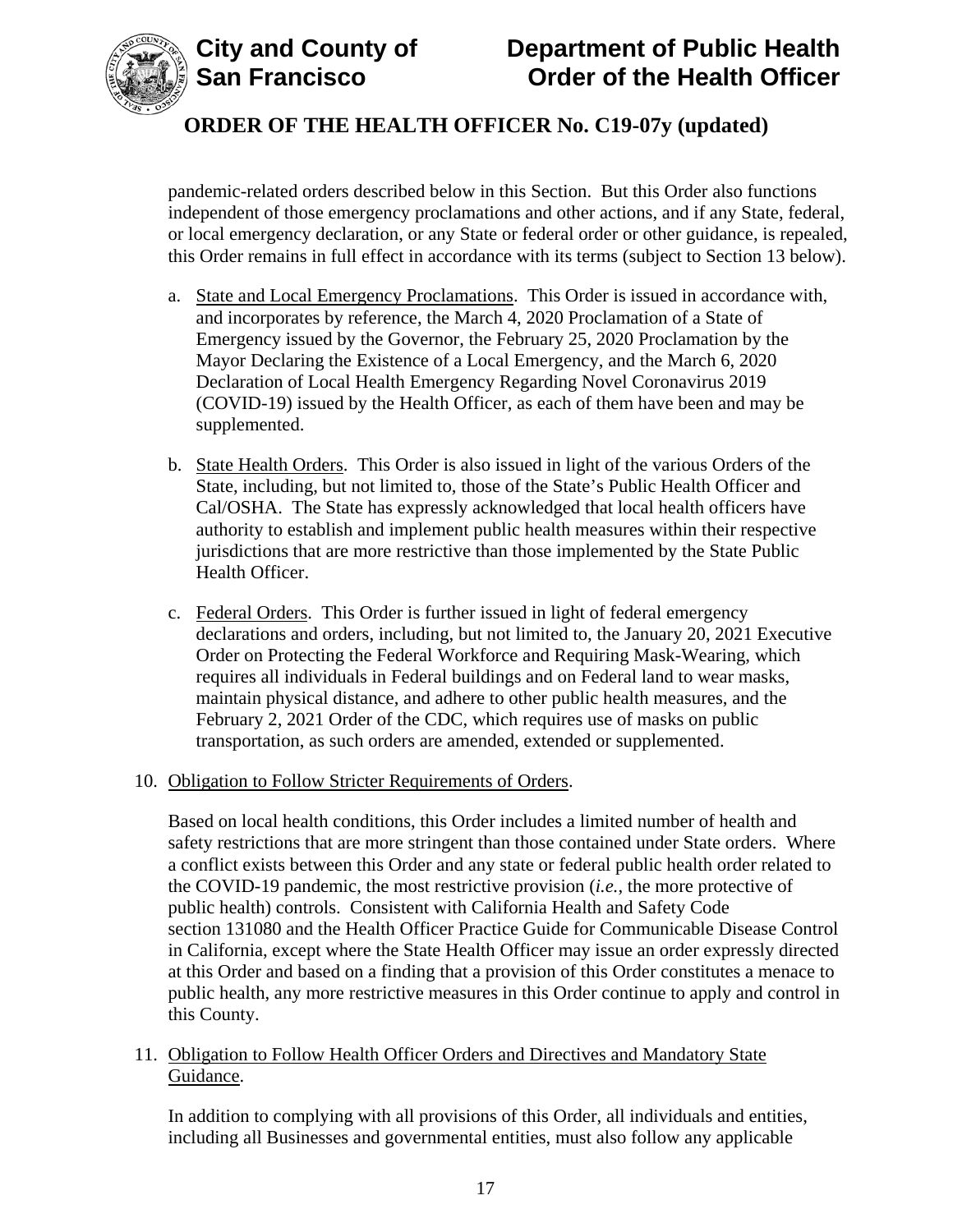pandemic-related orders described below in this Section. But this Order also functions independent of those emergency proclamations and other actions, and if any State, federal, or local emergency declaration, or any State or federal order or other guidance, is repealed, this Order remains in full effect in accordance with its terms (subject to Section 13 below).

a. State and Local Emergency Proclamations. This Order is issued in accordance with, and incorporates by reference, the March 4, 2020 Proclamation of a State of Emergency issued by the Governor, the February 25, 2020 Proclamation by the Mayor Declaring the Existence of a Local Emergency, and the March 6, 2020 Declaration of Local Health Emergency Regarding Novel Coronavirus 2019 (COVID-19) issued by the Health Officer, as each of them have been and may be supplemented.

b. State Health Orders. This Order is also issued in light of the various Orders of the State, including, but not limited to, those of the State's Public Health Officer and Cal/OSHA. The State has expressly acknowledged that local health officers have authority to establish and implement public health measures within their respective jurisdictions that are more restrictive than those implemented by the State Public Health Officer.

c. Federal Orders. This Order is further issued in light of federal emergency declarations and orders, including, but not limited to, the January 20, 2021 Executive Order on Protecting the Federal Workforce and Requiring Mask-Wearing, which requires all individuals in Federal buildings and on Federal land to wear masks, maintain physical distance, and adhere to other public health measures, and the February 2, 2021 Order of the CDC, which requires use of masks on public transportation, as such orders are amended, extended or supplemented.

10. Obligation to Follow Stricter Requirements of Orders.

Based on local health conditions, this Order includes a limited number of health and safety restrictions that are more stringent than those contained under State orders. Where a conflict exists between this Order and any state or federal public health order related to the COVID-19 pandemic, the most restrictive provision (*i.e.*, the more protective of public health) controls. Consistent with California Health and Safety Code section 131080 and the Health Officer Practice Guide for Communicable Disease Control in California, except where the State Health Officer may issue an order expressly directed at this Order and based on a finding that a provision of this Order constitutes a menace to public health, any more restrictive measures in this Order continue to apply and control in this County.

11. Obligation to Follow Health Officer Orders and Directives and Mandatory State Guidance.

In addition to complying with all provisions of this Order, all individuals and entities, including all Businesses and governmental entities, must also follow any applicable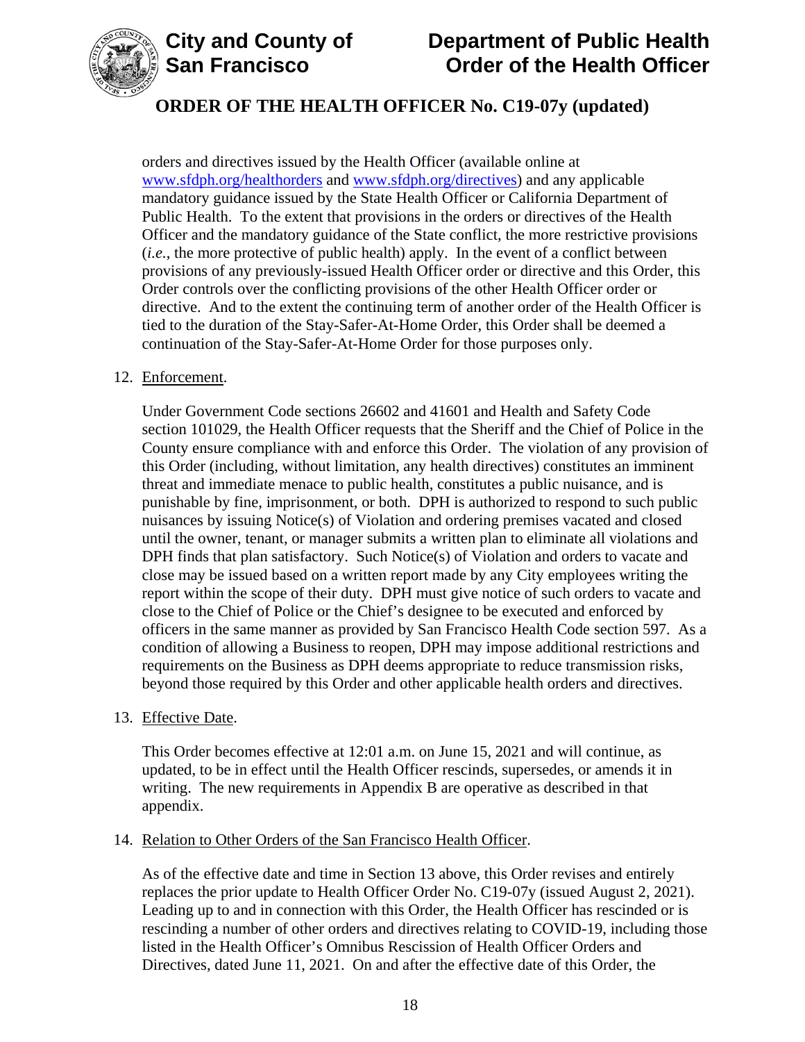orders and directives issued by the Health Officer (available online at www.sfdph.org/healthorders and www.sfdph.org/directives) and any applicable mandatory guidance issued by the State Health Officer or California Department of Public Health. To the extent that provisions in the orders or directives of the Health Officer and the mandatory guidance of the State conflict, the more restrictive provisions (*i.e.*, the more protective of public health) apply. In the event of a conflict between provisions of any previously-issued Health Officer order or directive and this Order, this Order controls over the conflicting provisions of the other Health Officer order or directive. And to the extent the continuing term of another order of the Health Officer is tied to the duration of the Stay-Safer-At-Home Order, this Order shall be deemed a continuation of the Stay-Safer-At-Home Order for those purposes only.

12. Enforcement.

    Under Government Code sections 26602 and 41601 and Health and Safety Code section 101029, the Health Officer requests that the Sheriff and the Chief of Police in the County ensure compliance with and enforce this Order. The violation of any provision of this Order (including, without limitation, any health directives) constitutes an imminent threat and immediate menace to public health, constitutes a public nuisance, and is punishable by fine, imprisonment, or both. DPH is authorized to respond to such public nuisances by issuing Notice(s) of Violation and ordering premises vacated and closed until the owner, tenant, or manager submits a written plan to eliminate all violations and DPH finds that plan satisfactory. Such Notice(s) of Violation and orders to vacate and close may be issued based on a written report made by any City employees writing the report within the scope of their duty. DPH must give notice of such orders to vacate and close to the Chief of Police or the Chief's designee to be executed and enforced by officers in the same manner as provided by San Francisco Health Code section 597. As a condition of allowing a Business to reopen, DPH may impose additional restrictions and requirements on the Business as DPH deems appropriate to reduce transmission risks, beyond those required by this Order and other applicable health orders and directives.

13. Effective Date.

    This Order becomes effective at 12:01 a.m. on June 15, 2021 and will continue, as updated, to be in effect until the Health Officer rescinds, supersedes, or amends it in writing. The new requirements in Appendix B are operative as described in that appendix.

14. Relation to Other Orders of the San Francisco Health Officer.

    As of the effective date and time in Section 13 above, this Order revises and entirely replaces the prior update to Health Officer Order No. C19-07y (issued August 2, 2021). Leading up to and in connection with this Order, the Health Officer has rescinded or is rescinding a number of other orders and directives relating to COVID-19, including those listed in the Health Officer's Omnibus Rescission of Health Officer Orders and Directives, dated June 11, 2021. On and after the effective date of this Order, the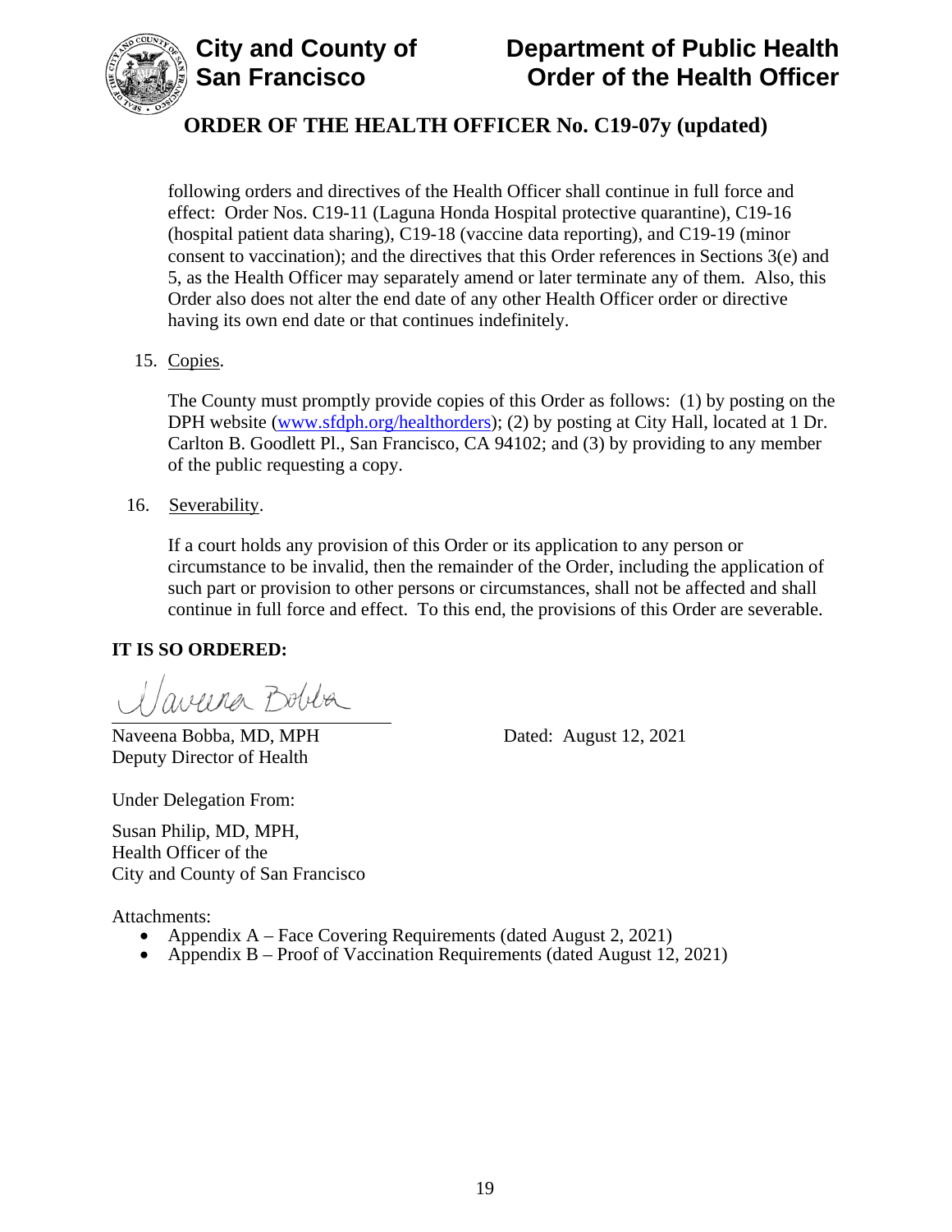following orders and directives of the Health Officer shall continue in full force and effect: Order Nos. C19-11 (Laguna Honda Hospital protective quarantine), C19-16 (hospital patient data sharing), C19-18 (vaccine data reporting), and C19-19 (minor consent to vaccination); and the directives that this Order references in Sections 3(e) and 5, as the Health Officer may separately amend or later terminate any of them. Also, this Order also does not alter the end date of any other Health Officer order or directive having its own end date or that continues indefinitely.

15. Copies.

    The County must promptly provide copies of this Order as follows: (1) by posting on the DPH website ([www.sfdph.org/healthorders](http://www.sfdph.org/healthorders)); (2) by posting at City Hall, located at 1 Dr. Carlton B. Goodlett Pl., San Francisco, CA 94102; and (3) by providing to any member of the public requesting a copy.

16. Severability.

    If a court holds any provision of this Order or its application to any person or circumstance to be invalid, then the remainder of the Order, including the application of such part or provision to other persons or circumstances, shall not be affected and shall continue in full force and effect. To this end, the provisions of this Order are severable.

**IT IS SO ORDERED:**

Naveena Bobba, MD, MPH
Deputy Director of Health

Dated: August 12, 2021

Under Delegation From:

Susan Philip, MD, MPH,
Health Officer of the
City and County of San Francisco

Attachments:

- Appendix A – Face Covering Requirements (dated August 2, 2021)
- Appendix B – Proof of Vaccination Requirements (dated August 12, 2021)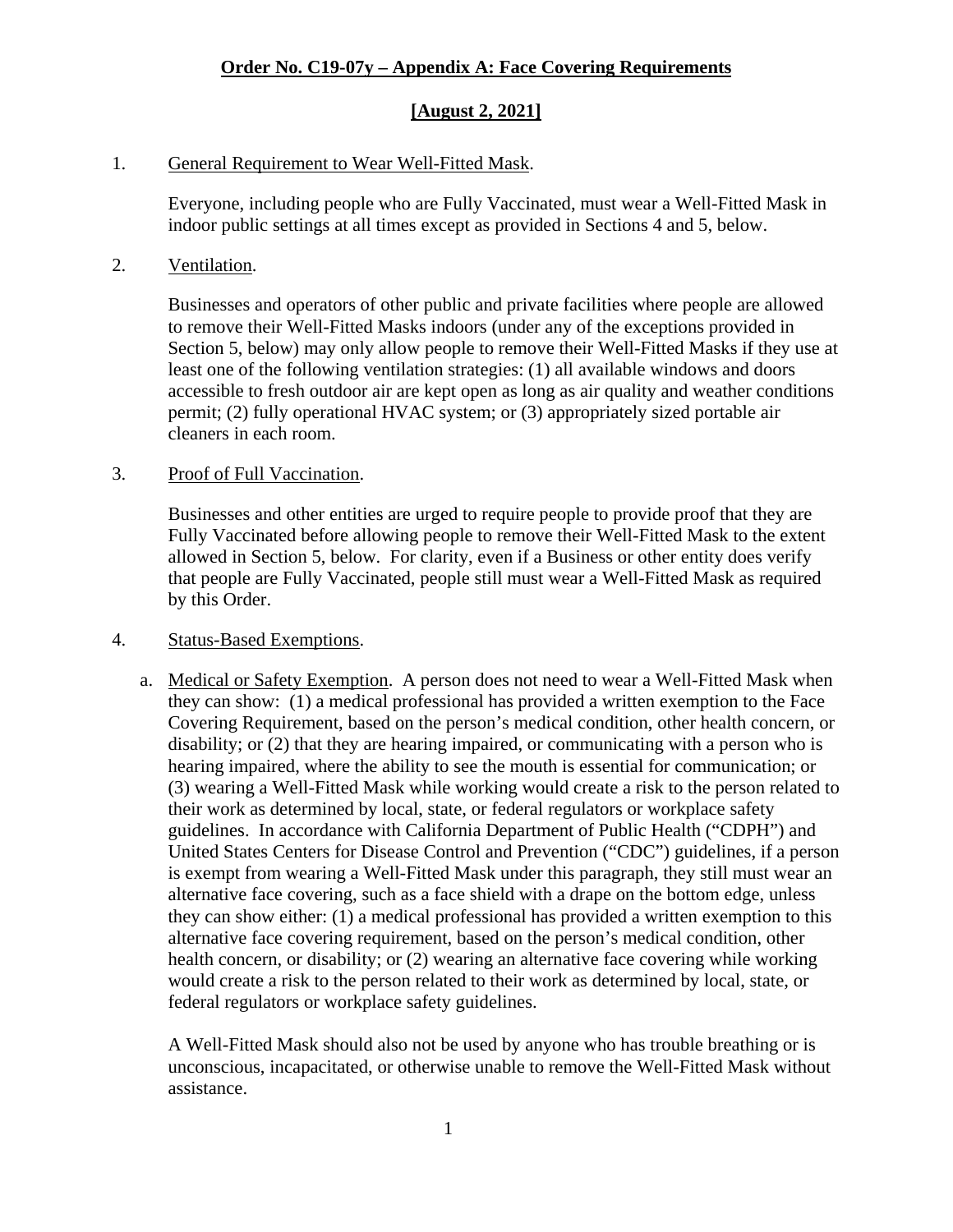**Order No. C19-07y – Appendix A: Face Covering Requirements**

**[August 2, 2021]**

1. General Requirement to Wear Well-Fitted Mask.

   Everyone, including people who are Fully Vaccinated, must wear a Well-Fitted Mask in indoor public settings at all times except as provided in Sections 4 and 5, below.

2. Ventilation.

   Businesses and operators of other public and private facilities where people are allowed to remove their Well-Fitted Masks indoors (under any of the exceptions provided in Section 5, below) may only allow people to remove their Well-Fitted Masks if they use at least one of the following ventilation strategies: (1) all available windows and doors accessible to fresh outdoor air are kept open as long as air quality and weather conditions permit; (2) fully operational HVAC system; or (3) appropriately sized portable air cleaners in each room.

3. Proof of Full Vaccination.

   Businesses and other entities are urged to require people to provide proof that they are Fully Vaccinated before allowing people to remove their Well-Fitted Mask to the extent allowed in Section 5, below. For clarity, even if a Business or other entity does verify that people are Fully Vaccinated, people still must wear a Well-Fitted Mask as required by this Order.

4. Status-Based Exemptions.

   a. Medical or Safety Exemption. A person does not need to wear a Well-Fitted Mask when they can show: (1) a medical professional has provided a written exemption to the Face Covering Requirement, based on the person's medical condition, other health concern, or disability; or (2) that they are hearing impaired, or communicating with a person who is hearing impaired, where the ability to see the mouth is essential for communication; or (3) wearing a Well-Fitted Mask while working would create a risk to the person related to their work as determined by local, state, or federal regulators or workplace safety guidelines. In accordance with California Department of Public Health ("CDPH") and United States Centers for Disease Control and Prevention ("CDC") guidelines, if a person is exempt from wearing a Well-Fitted Mask under this paragraph, they still must wear an alternative face covering, such as a face shield with a drape on the bottom edge, unless they can show either: (1) a medical professional has provided a written exemption to this alternative face covering requirement, based on the person's medical condition, other health concern, or disability; or (2) wearing an alternative face covering while working would create a risk to the person related to their work as determined by local, state, or federal regulators or workplace safety guidelines.

   A Well-Fitted Mask should also not be used by anyone who has trouble breathing or is unconscious, incapacitated, or otherwise unable to remove the Well-Fitted Mask without assistance.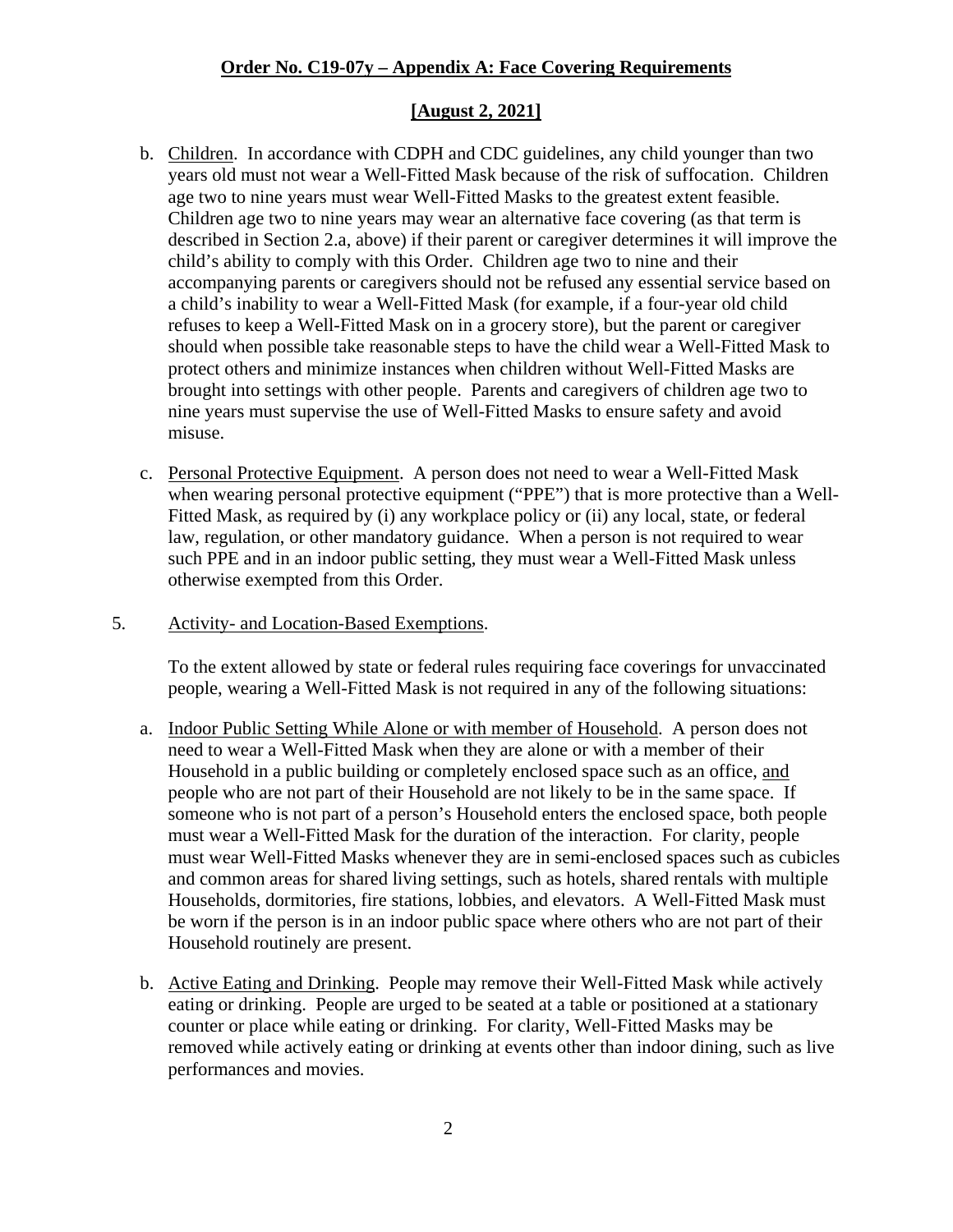**Order No. C19-07y – Appendix A: Face Covering Requirements**

**[August 2, 2021]**

b. Children. In accordance with CDPH and CDC guidelines, any child younger than two years old must not wear a Well-Fitted Mask because of the risk of suffocation. Children age two to nine years must wear Well-Fitted Masks to the greatest extent feasible. Children age two to nine years may wear an alternative face covering (as that term is described in Section 2.a, above) if their parent or caregiver determines it will improve the child's ability to comply with this Order. Children age two to nine and their accompanying parents or caregivers should not be refused any essential service based on a child's inability to wear a Well-Fitted Mask (for example, if a four-year old child refuses to keep a Well-Fitted Mask on in a grocery store), but the parent or caregiver should when possible take reasonable steps to have the child wear a Well-Fitted Mask to protect others and minimize instances when children without Well-Fitted Masks are brought into settings with other people. Parents and caregivers of children age two to nine years must supervise the use of Well-Fitted Masks to ensure safety and avoid misuse.

c. Personal Protective Equipment. A person does not need to wear a Well-Fitted Mask when wearing personal protective equipment ("PPE") that is more protective than a Well-Fitted Mask, as required by (i) any workplace policy or (ii) any local, state, or federal law, regulation, or other mandatory guidance. When a person is not required to wear such PPE and in an indoor public setting, they must wear a Well-Fitted Mask unless otherwise exempted from this Order.

5. Activity- and Location-Based Exemptions.

To the extent allowed by state or federal rules requiring face coverings for unvaccinated people, wearing a Well-Fitted Mask is not required in any of the following situations:

a. Indoor Public Setting While Alone or with member of Household. A person does not need to wear a Well-Fitted Mask when they are alone or with a member of their Household in a public building or completely enclosed space such as an office, and people who are not part of their Household are not likely to be in the same space. If someone who is not part of a person's Household enters the enclosed space, both people must wear a Well-Fitted Mask for the duration of the interaction. For clarity, people must wear Well-Fitted Masks whenever they are in semi-enclosed spaces such as cubicles and common areas for shared living settings, such as hotels, shared rentals with multiple Households, dormitories, fire stations, lobbies, and elevators. A Well-Fitted Mask must be worn if the person is in an indoor public space where others who are not part of their Household routinely are present.

b. Active Eating and Drinking. People may remove their Well-Fitted Mask while actively eating or drinking. People are urged to be seated at a table or positioned at a stationary counter or place while eating or drinking. For clarity, Well-Fitted Masks may be removed while actively eating or drinking at events other than indoor dining, such as live performances and movies.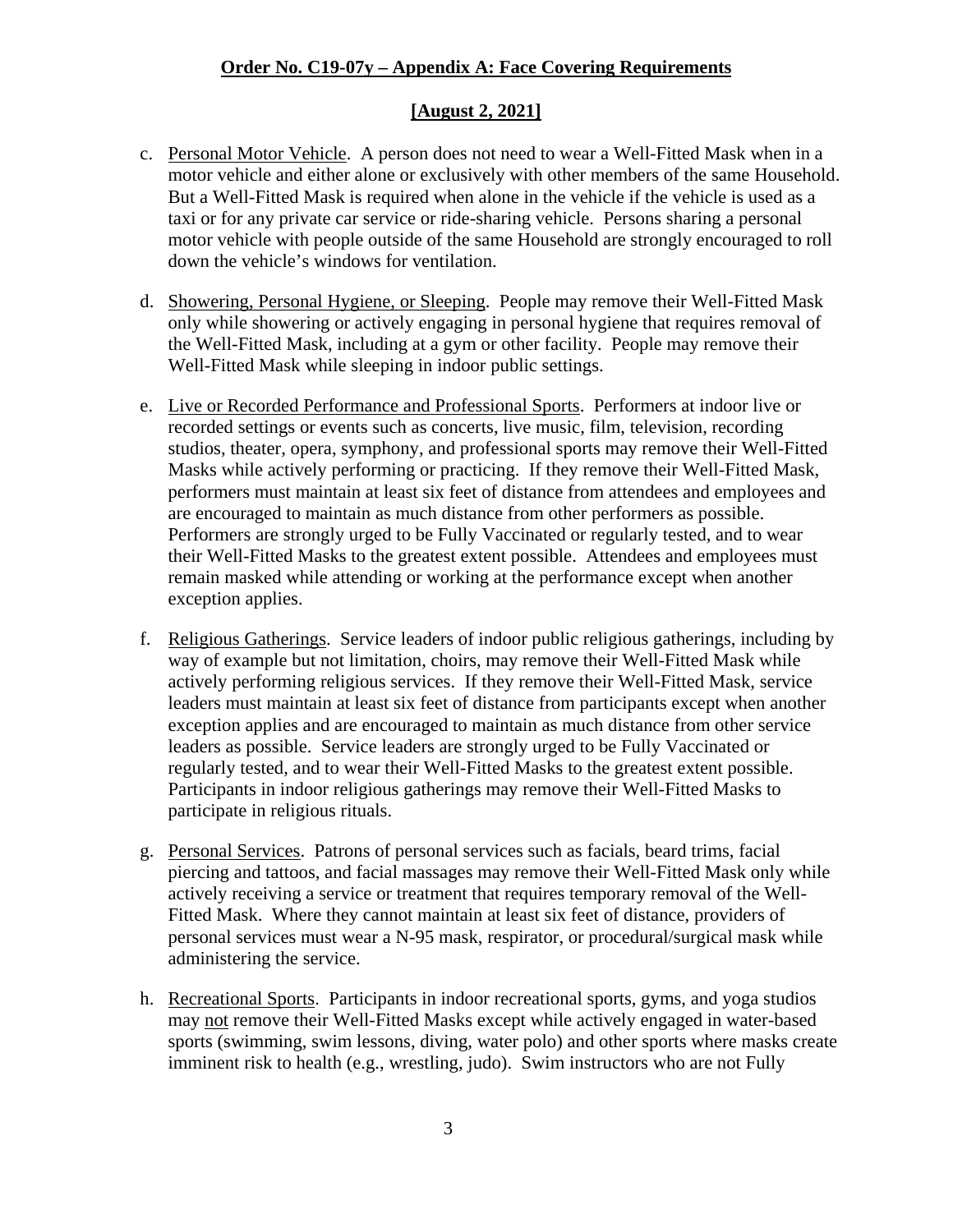c. <u>Personal Motor Vehicle</u>. A person does not need to wear a Well-Fitted Mask when in a motor vehicle and either alone or exclusively with other members of the same Household. But a Well-Fitted Mask is required when alone in the vehicle if the vehicle is used as a taxi or for any private car service or ride-sharing vehicle. Persons sharing a personal motor vehicle with people outside of the same Household are strongly encouraged to roll down the vehicle's windows for ventilation.

d. <u>Showering, Personal Hygiene, or Sleeping</u>. People may remove their Well-Fitted Mask only while showering or actively engaging in personal hygiene that requires removal of the Well-Fitted Mask, including at a gym or other facility. People may remove their Well-Fitted Mask while sleeping in indoor public settings.

e. <u>Live or Recorded Performance and Professional Sports</u>. Performers at indoor live or recorded settings or events such as concerts, live music, film, television, recording studios, theater, opera, symphony, and professional sports may remove their Well-Fitted Masks while actively performing or practicing. If they remove their Well-Fitted Mask, performers must maintain at least six feet of distance from attendees and employees and are encouraged to maintain as much distance from other performers as possible. Performers are strongly urged to be Fully Vaccinated or regularly tested, and to wear their Well-Fitted Masks to the greatest extent possible. Attendees and employees must remain masked while attending or working at the performance except when another exception applies.

f. <u>Religious Gatherings</u>. Service leaders of indoor public religious gatherings, including by way of example but not limitation, choirs, may remove their Well-Fitted Mask while actively performing religious services. If they remove their Well-Fitted Mask, service leaders must maintain at least six feet of distance from participants except when another exception applies and are encouraged to maintain as much distance from other service leaders as possible. Service leaders are strongly urged to be Fully Vaccinated or regularly tested, and to wear their Well-Fitted Masks to the greatest extent possible. Participants in indoor religious gatherings may remove their Well-Fitted Masks to participate in religious rituals.

g. <u>Personal Services</u>. Patrons of personal services such as facials, beard trims, facial piercing and tattoos, and facial massages may remove their Well-Fitted Mask only while actively receiving a service or treatment that requires temporary removal of the Well-Fitted Mask. Where they cannot maintain at least six feet of distance, providers of personal services must wear a N-95 mask, respirator, or procedural/surgical mask while administering the service.

h. <u>Recreational Sports</u>. Participants in indoor recreational sports, gyms, and yoga studios may <u>not</u> remove their Well-Fitted Masks except while actively engaged in water-based sports (swimming, swim lessons, diving, water polo) and other sports where masks create imminent risk to health (e.g., wrestling, judo). Swim instructors who are not Fully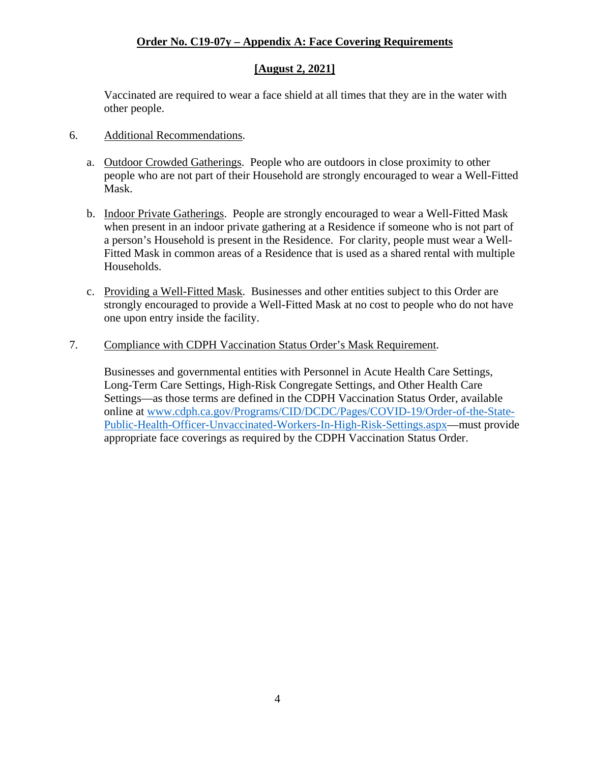Vaccinated are required to wear a face shield at all times that they are in the water with other people.

6. Additional Recommendations.

   a. Outdoor Crowded Gatherings. People who are outdoors in close proximity to other people who are not part of their Household are strongly encouraged to wear a Well-Fitted Mask.

   b. Indoor Private Gatherings. People are strongly encouraged to wear a Well-Fitted Mask when present in an indoor private gathering at a Residence if someone who is not part of a person's Household is present in the Residence. For clarity, people must wear a Well-Fitted Mask in common areas of a Residence that is used as a shared rental with multiple Households.

   c. Providing a Well-Fitted Mask. Businesses and other entities subject to this Order are strongly encouraged to provide a Well-Fitted Mask at no cost to people who do not have one upon entry inside the facility.

7. Compliance with CDPH Vaccination Status Order's Mask Requirement.

   Businesses and governmental entities with Personnel in Acute Health Care Settings, Long-Term Care Settings, High-Risk Congregate Settings, and Other Health Care Settings—as those terms are defined in the CDPH Vaccination Status Order, available online at www.cdph.ca.gov/Programs/CID/DCDC/Pages/COVID-19/Order-of-the-State-Public-Health-Officer-Unvaccinated-Workers-In-High-Risk-Settings.aspx—must provide appropriate face coverings as required by the CDPH Vaccination Status Order.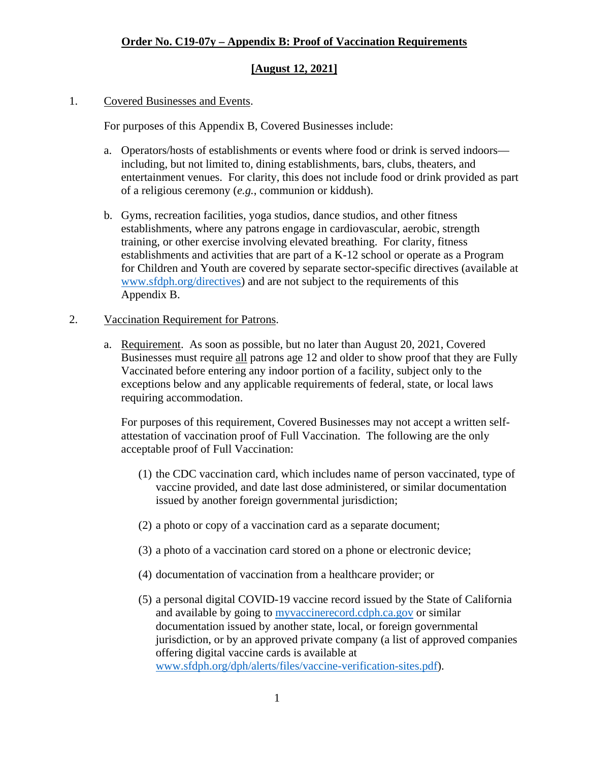**Order No. C19-07y – Appendix B: Proof of Vaccination Requirements**

**[August 12, 2021]**

1. Covered Businesses and Events.

   For purposes of this Appendix B, Covered Businesses include:

   a. Operators/hosts of establishments or events where food or drink is served indoors—including, but not limited to, dining establishments, bars, clubs, theaters, and entertainment venues. For clarity, this does not include food or drink provided as part of a religious ceremony (*e.g.*, communion or kiddush).

   b. Gyms, recreation facilities, yoga studios, dance studios, and other fitness establishments, where any patrons engage in cardiovascular, aerobic, strength training, or other exercise involving elevated breathing. For clarity, fitness establishments and activities that are part of a K-12 school or operate as a Program for Children and Youth are covered by separate sector-specific directives (available at www.sfdph.org/directives) and are not subject to the requirements of this Appendix B.

2. Vaccination Requirement for Patrons.

   a. Requirement. As soon as possible, but no later than August 20, 2021, Covered Businesses must require all patrons age 12 and older to show proof that they are Fully Vaccinated before entering any indoor portion of a facility, subject only to the exceptions below and any applicable requirements of federal, state, or local laws requiring accommodation.

      For purposes of this requirement, Covered Businesses may not accept a written self-attestation of vaccination proof of Full Vaccination. The following are the only acceptable proof of Full Vaccination:

      (1) the CDC vaccination card, which includes name of person vaccinated, type of vaccine provided, and date last dose administered, or similar documentation issued by another foreign governmental jurisdiction;

      (2) a photo or copy of a vaccination card as a separate document;

      (3) a photo of a vaccination card stored on a phone or electronic device;

      (4) documentation of vaccination from a healthcare provider; or

      (5) a personal digital COVID-19 vaccine record issued by the State of California and available by going to myvaccinerecord.cdph.ca.gov or similar documentation issued by another state, local, or foreign governmental jurisdiction, or by an approved private company (a list of approved companies offering digital vaccine cards is available at www.sfdph.org/dph/alerts/files/vaccine-verification-sites.pdf).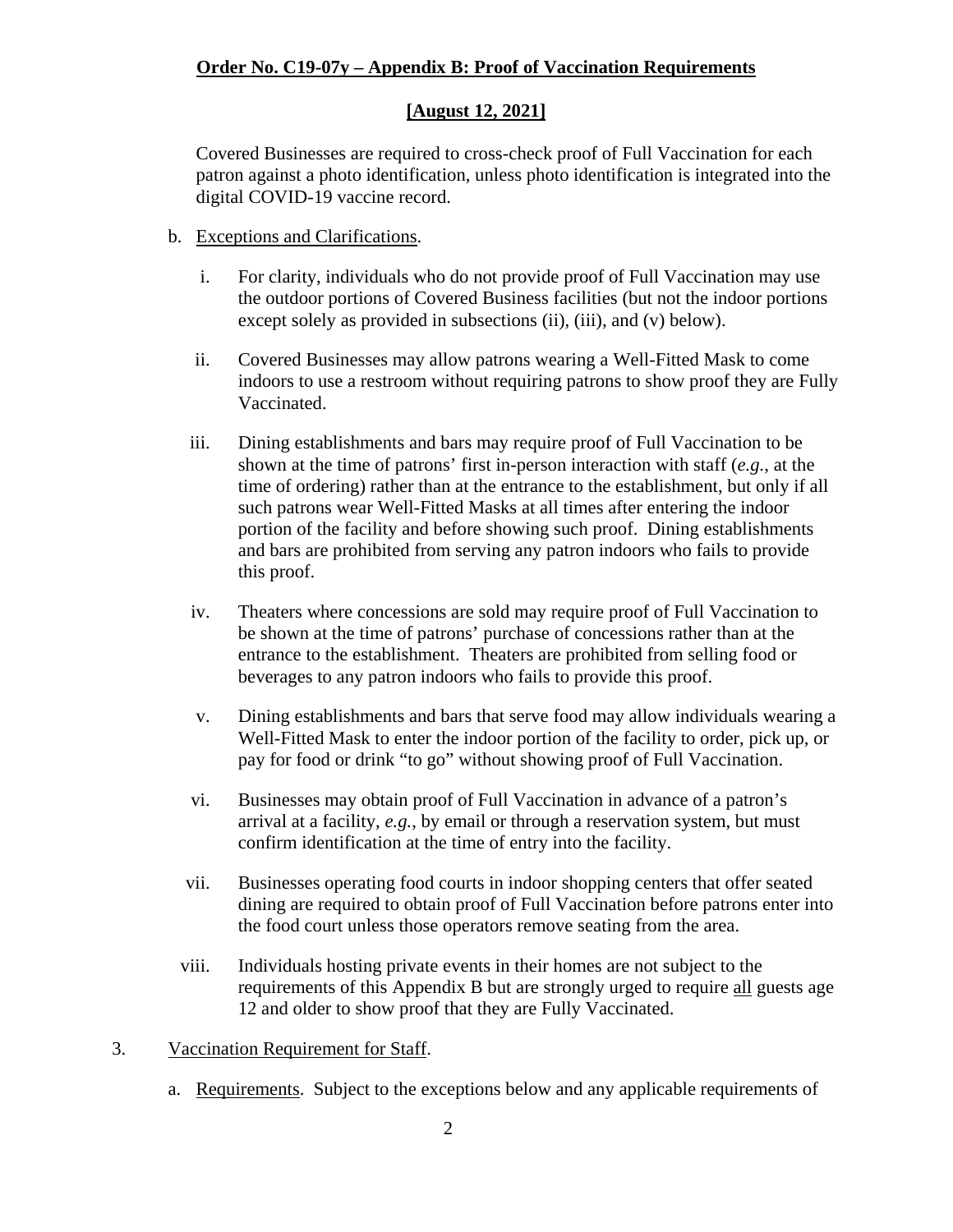**Order No. C19-07y – Appendix B: Proof of Vaccination Requirements**

**[August 12, 2021]**

Covered Businesses are required to cross-check proof of Full Vaccination for each patron against a photo identification, unless photo identification is integrated into the digital COVID-19 vaccine record.

b. Exceptions and Clarifications.

i. For clarity, individuals who do not provide proof of Full Vaccination may use the outdoor portions of Covered Business facilities (but not the indoor portions except solely as provided in subsections (ii), (iii), and (v) below).

ii. Covered Businesses may allow patrons wearing a Well-Fitted Mask to come indoors to use a restroom without requiring patrons to show proof they are Fully Vaccinated.

iii. Dining establishments and bars may require proof of Full Vaccination to be shown at the time of patrons' first in-person interaction with staff (*e.g.*, at the time of ordering) rather than at the entrance to the establishment, but only if all such patrons wear Well-Fitted Masks at all times after entering the indoor portion of the facility and before showing such proof. Dining establishments and bars are prohibited from serving any patron indoors who fails to provide this proof.

iv. Theaters where concessions are sold may require proof of Full Vaccination to be shown at the time of patrons' purchase of concessions rather than at the entrance to the establishment. Theaters are prohibited from selling food or beverages to any patron indoors who fails to provide this proof.

v. Dining establishments and bars that serve food may allow individuals wearing a Well-Fitted Mask to enter the indoor portion of the facility to order, pick up, or pay for food or drink "to go" without showing proof of Full Vaccination.

vi. Businesses may obtain proof of Full Vaccination in advance of a patron's arrival at a facility, *e.g.*, by email or through a reservation system, but must confirm identification at the time of entry into the facility.

vii. Businesses operating food courts in indoor shopping centers that offer seated dining are required to obtain proof of Full Vaccination before patrons enter into the food court unless those operators remove seating from the area.

viii. Individuals hosting private events in their homes are not subject to the requirements of this Appendix B but are strongly urged to require all guests age 12 and older to show proof that they are Fully Vaccinated.

3. Vaccination Requirement for Staff.

a. Requirements. Subject to the exceptions below and any applicable requirements of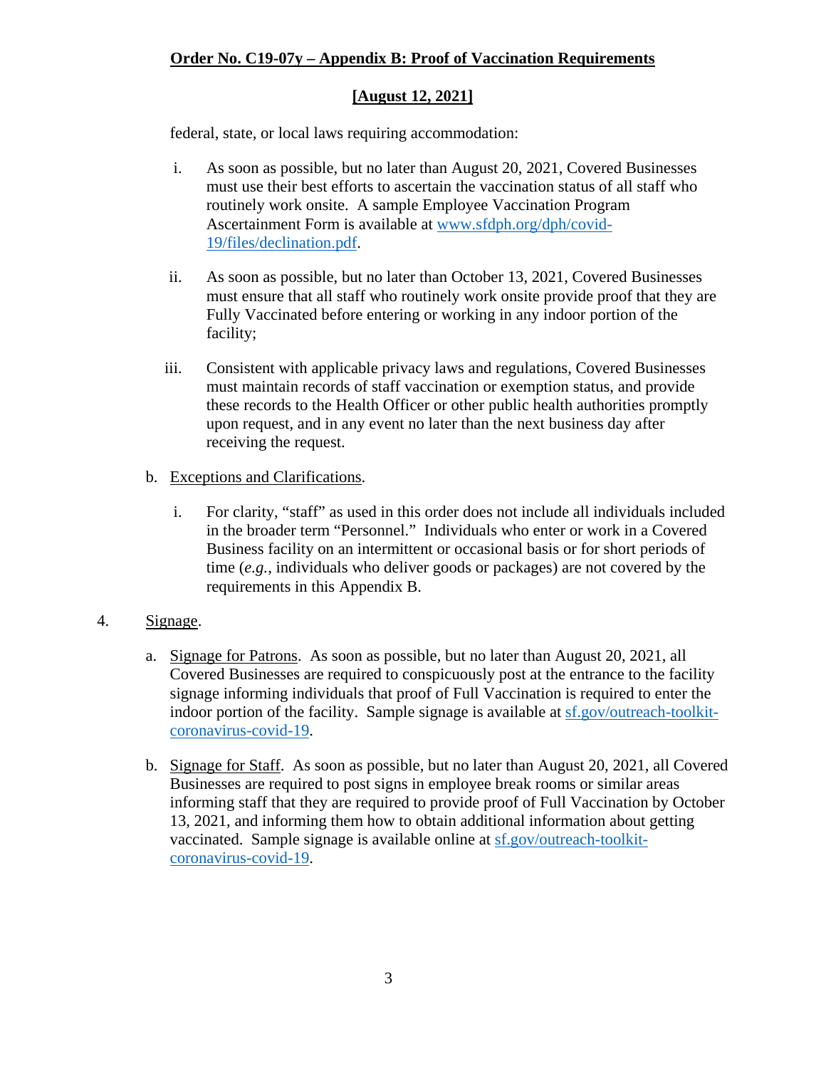federal, state, or local laws requiring accommodation:

i. As soon as possible, but no later than August 20, 2021, Covered Businesses must use their best efforts to ascertain the vaccination status of all staff who routinely work onsite. A sample Employee Vaccination Program Ascertainment Form is available at [www.sfdph.org/dph/covid-19/files/declination.pdf](www.sfdph.org/dph/covid-19/files/declination.pdf).

ii. As soon as possible, but no later than October 13, 2021, Covered Businesses must ensure that all staff who routinely work onsite provide proof that they are Fully Vaccinated before entering or working in any indoor portion of the facility;

iii. Consistent with applicable privacy laws and regulations, Covered Businesses must maintain records of staff vaccination or exemption status, and provide these records to the Health Officer or other public health authorities promptly upon request, and in any event no later than the next business day after receiving the request.

b. Exceptions and Clarifications.

i. For clarity, "staff" as used in this order does not include all individuals included in the broader term "Personnel." Individuals who enter or work in a Covered Business facility on an intermittent or occasional basis or for short periods of time (*e.g.*, individuals who deliver goods or packages) are not covered by the requirements in this Appendix B.

4. Signage.

a. Signage for Patrons. As soon as possible, but no later than August 20, 2021, all Covered Businesses are required to conspicuously post at the entrance to the facility signage informing individuals that proof of Full Vaccination is required to enter the indoor portion of the facility. Sample signage is available at [sf.gov/outreach-toolkit-coronavirus-covid-19](sf.gov/outreach-toolkit-coronavirus-covid-19).

b. Signage for Staff. As soon as possible, but no later than August 20, 2021, all Covered Businesses are required to post signs in employee break rooms or similar areas informing staff that they are required to provide proof of Full Vaccination by October 13, 2021, and informing them how to obtain additional information about getting vaccinated. Sample signage is available online at [sf.gov/outreach-toolkit-coronavirus-covid-19](sf.gov/outreach-toolkit-coronavirus-covid-19).